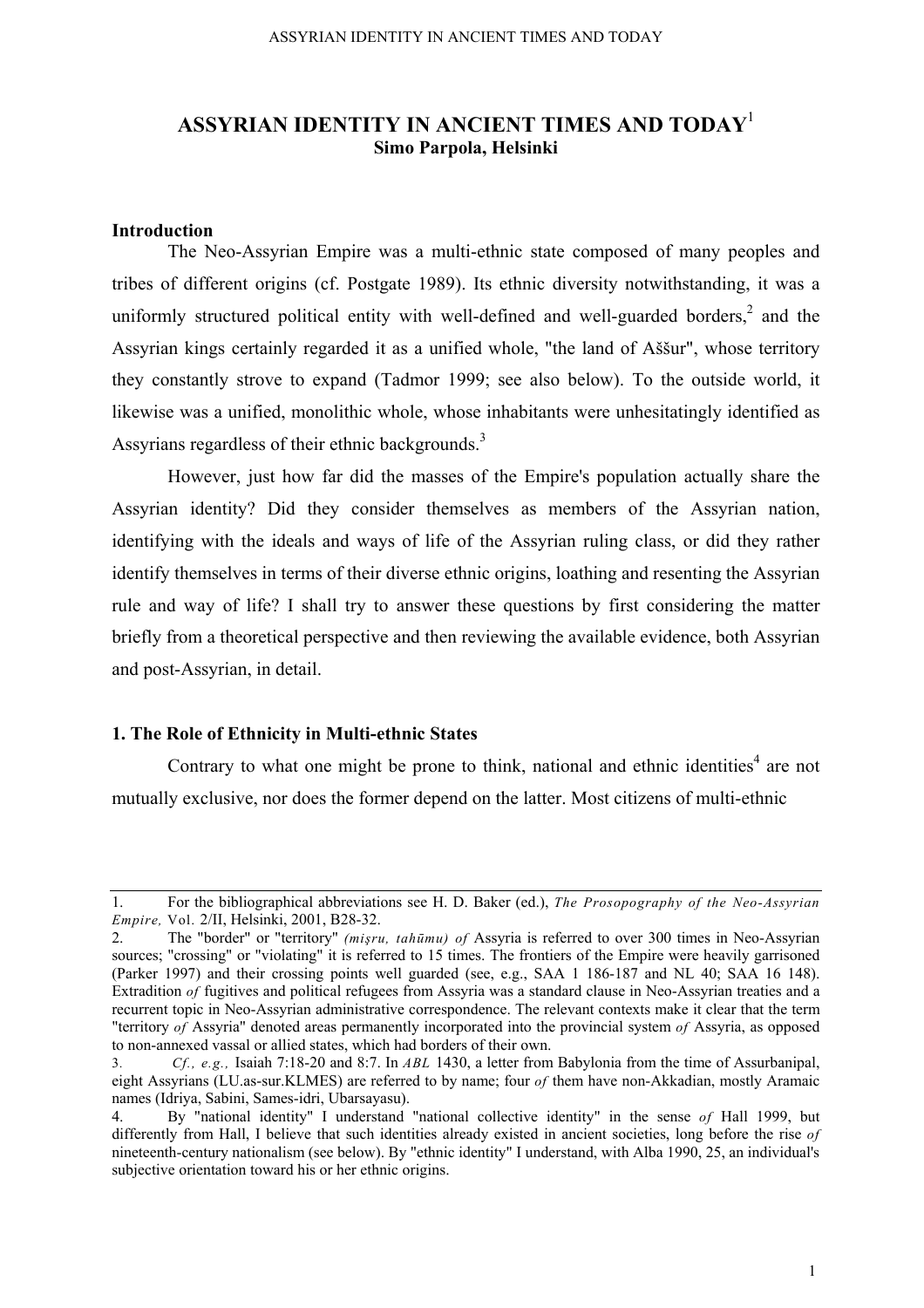# ASSYRIAN IDENTITY IN ANCIENT TIMES AND TODAY[1]

**Simo Parpola, Helsinki**

## Introduction

The Neo-Assyrian Empire was a multi-ethnic state composed of many peoples and tribes of different origins (cf. Postgate 1989). Its ethnic diversity notwithstanding, it was a uniformly structured political entity with well-defined and well-guarded borders,[2] and the Assyrian kings certainly regarded it as a unified whole, "the land of Aššur", whose territory they constantly strove to expand (Tadmor 1999; see also below). To the outside world, it likewise was a unified, monolithic whole, whose inhabitants were unhesitatingly identified as Assyrians regardless of their ethnic backgrounds.[3]

However, just how far did the masses of the Empire's population actually share the Assyrian identity? Did they consider themselves as members of the Assyrian nation, identifying with the ideals and ways of life of the Assyrian ruling class, or did they rather identify themselves in terms of their diverse ethnic origins, loathing and resenting the Assyrian rule and way of life? I shall try to answer these questions by first considering the matter briefly from a theoretical perspective and then reviewing the available evidence, both Assyrian and post-Assyrian, in detail.

## 1. The Role of Ethnicity in Multi-ethnic States

Contrary to what one might be prone to think, national and ethnic identities[4] are not mutually exclusive, nor does the former depend on the latter. Most citizens of multi-ethnic

---

1. For the bibliographical abbreviations see H. D. Baker (ed.), *The Prosopography of the Neo-Assyrian Empire,* Vol. 2/II, Helsinki, 2001, B28-32.

2. The "border" or "territory" *(miṣru, tahūmu) of* Assyria is referred to over 300 times in Neo-Assyrian sources; "crossing" or "violating" it is referred to 15 times. The frontiers of the Empire were heavily garrisoned (Parker 1997) and their crossing points well guarded (see, e.g., SAA 1 186-187 and NL 40; SAA 16 148). Extradition *of* fugitives and political refugees from Assyria was a standard clause in Neo-Assyrian treaties and a recurrent topic in Neo-Assyrian administrative correspondence. The relevant contexts make it clear that the term "territory *of* Assyria" denoted areas permanently incorporated into the provincial system *of* Assyria, as opposed to non-annexed vassal or allied states, which had borders of their own.

3. *Cf., e.g.,* Isaiah 7:18-20 and 8:7. In *ABL* 1430, a letter from Babylonia from the time of Assurbanipal, eight Assyrians (LU.as-sur.KLMES) are referred to by name; four *of* them have non-Akkadian, mostly Aramaic names (Idriya, Sabini, Sames-idri, Ubarsayasu).

4. By "national identity" I understand "national collective identity" in the sense *of* Hall 1999, but differently from Hall, I believe that such identities already existed in ancient societies, long before the rise *of* nineteenth-century nationalism (see below). By "ethnic identity" I understand, with Alba 1990, 25, an individual's subjective orientation toward his or her ethnic origins.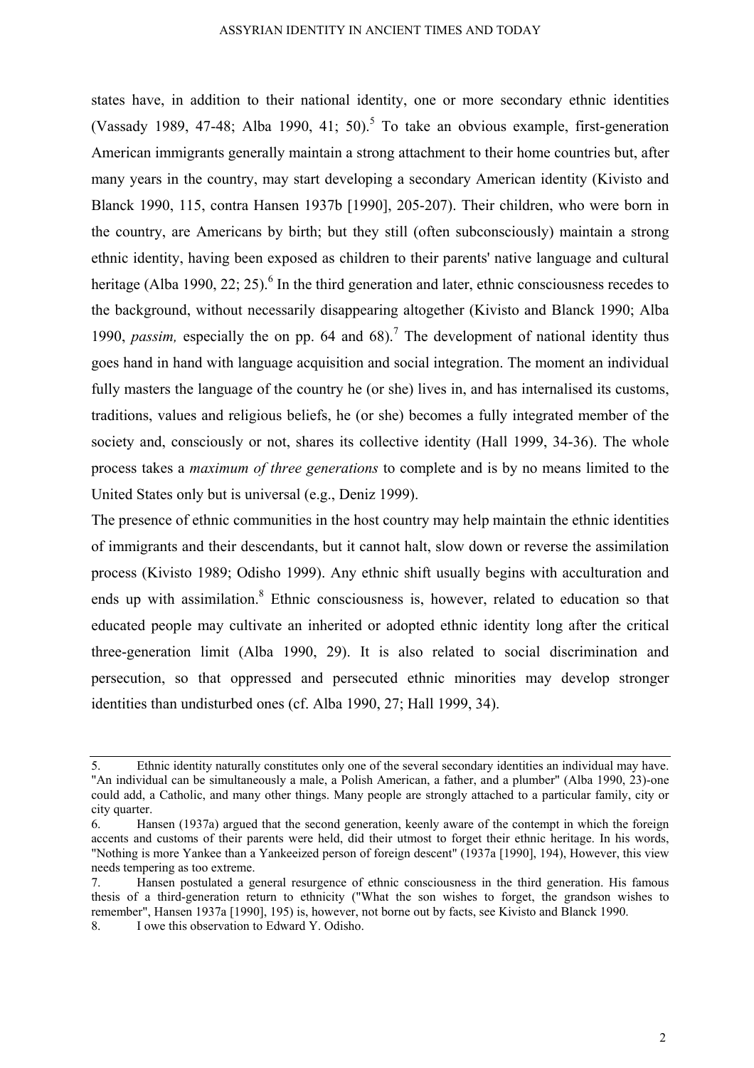states have, in addition to their national identity, one or more secondary ethnic identities (Vassady 1989, 47-48; Alba 1990, 41; 50).[5] To take an obvious example, first-generation American immigrants generally maintain a strong attachment to their home countries but, after many years in the country, may start developing a secondary American identity (Kivisto and Blanck 1990, 115, contra Hansen 1937b [1990], 205-207). Their children, who were born in the country, are Americans by birth; but they still (often subconsciously) maintain a strong ethnic identity, having been exposed as children to their parents' native language and cultural heritage (Alba 1990, 22; 25).[6] In the third generation and later, ethnic consciousness recedes to the background, without necessarily disappearing altogether (Kivisto and Blanck 1990; Alba 1990, *passim,* especially the on pp. 64 and 68).[7] The development of national identity thus goes hand in hand with language acquisition and social integration. The moment an individual fully masters the language of the country he (or she) lives in, and has internalised its customs, traditions, values and religious beliefs, he (or she) becomes a fully integrated member of the society and, consciously or not, shares its collective identity (Hall 1999, 34-36). The whole process takes a *maximum of three generations* to complete and is by no means limited to the United States only but is universal (e.g., Deniz 1999).

The presence of ethnic communities in the host country may help maintain the ethnic identities of immigrants and their descendants, but it cannot halt, slow down or reverse the assimilation process (Kivisto 1989; Odisho 1999). Any ethnic shift usually begins with acculturation and ends up with assimilation.[8] Ethnic consciousness is, however, related to education so that educated people may cultivate an inherited or adopted ethnic identity long after the critical three-generation limit (Alba 1990, 29). It is also related to social discrimination and persecution, so that oppressed and persecuted ethnic minorities may develop stronger identities than undisturbed ones (cf. Alba 1990, 27; Hall 1999, 34).

---

5. Ethnic identity naturally constitutes only one of the several secondary identities an individual may have. "An individual can be simultaneously a male, a Polish American, a father, and a plumber" (Alba 1990, 23)-one could add, a Catholic, and many other things. Many people are strongly attached to a particular family, city or city quarter.

6. Hansen (1937a) argued that the second generation, keenly aware of the contempt in which the foreign accents and customs of their parents were held, did their utmost to forget their ethnic heritage. In his words, "Nothing is more Yankee than a Yankeeized person of foreign descent" (1937a [1990], 194), However, this view needs tempering as too extreme.

7. Hansen postulated a general resurgence of ethnic consciousness in the third generation. His famous thesis of a third-generation return to ethnicity ("What the son wishes to forget, the grandson wishes to remember", Hansen 1937a [1990], 195) is, however, not borne out by facts, see Kivisto and Blanck 1990.

8. I owe this observation to Edward Y. Odisho.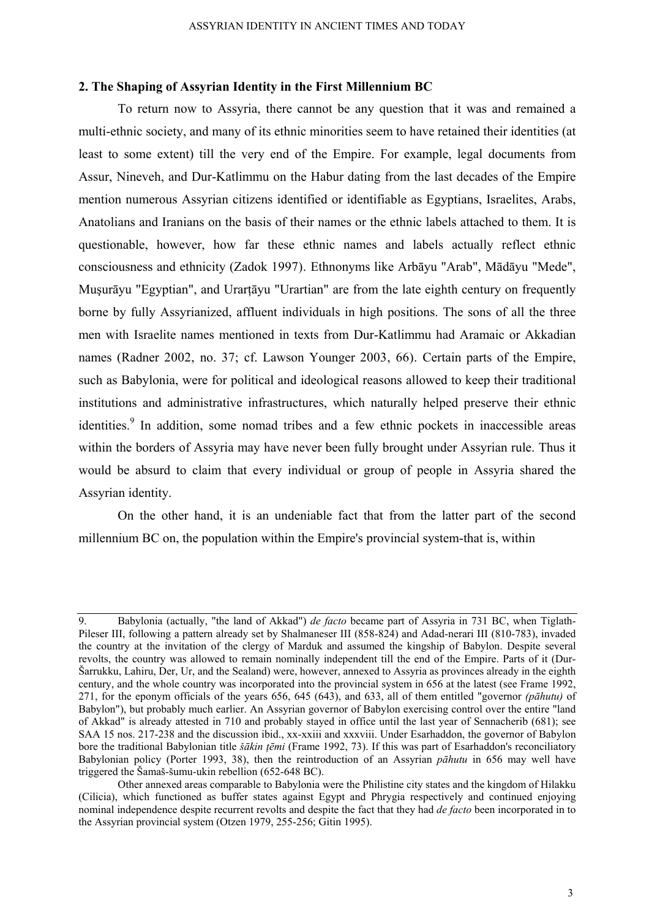## 2. The Shaping of Assyrian Identity in the First Millennium BC

To return now to Assyria, there cannot be any question that it was and remained a multi-ethnic society, and many of its ethnic minorities seem to have retained their identities (at least to some extent) till the very end of the Empire. For example, legal documents from Assur, Nineveh, and Dur-Katlimmu on the Habur dating from the last decades of the Empire mention numerous Assyrian citizens identified or identifiable as Egyptians, Israelites, Arabs, Anatolians and Iranians on the basis of their names or the ethnic labels attached to them. It is questionable, however, how far these ethnic names and labels actually reflect ethnic consciousness and ethnicity (Zadok 1997). Ethnonyms like Arbāyu "Arab", Mādāyu "Mede", Muṣurāyu "Egyptian", and Urarṭāyu "Urartian" are from the late eighth century on frequently borne by fully Assyrianized, affluent individuals in high positions. The sons of all the three men with Israelite names mentioned in texts from Dur-Katlimmu had Aramaic or Akkadian names (Radner 2002, no. 37; cf. Lawson Younger 2003, 66). Certain parts of the Empire, such as Babylonia, were for political and ideological reasons allowed to keep their traditional institutions and administrative infrastructures, which naturally helped preserve their ethnic identities.[9] In addition, some nomad tribes and a few ethnic pockets in inaccessible areas within the borders of Assyria may have never been fully brought under Assyrian rule. Thus it would be absurd to claim that every individual or group of people in Assyria shared the Assyrian identity.

On the other hand, it is an undeniable fact that from the latter part of the second millennium BC on, the population within the Empire's provincial system-that is, within

---

9. Babylonia (actually, "the land of Akkad") *de facto* became part of Assyria in 731 BC, when Tiglath-Pileser III, following a pattern already set by Shalmaneser III (858-824) and Adad-nerari III (810-783), invaded the country at the invitation of the clergy of Marduk and assumed the kingship of Babylon. Despite several revolts, the country was allowed to remain nominally independent till the end of the Empire. Parts of it (Dur-Šarrukku, Lahiru, Der, Ur, and the Sealand) were, however, annexed to Assyria as provinces already in the eighth century, and the whole country was incorporated into the provincial system in 656 at the latest (see Frame 1992, 271, for the eponym officials of the years 656, 645 (643), and 633, all of them entitled "governor *(pāhutu)* of Babylon"), but probably much earlier. An Assyrian governor of Babylon exercising control over the entire "land of Akkad" is already attested in 710 and probably stayed in office until the last year of Sennacherib (681); see SAA 15 nos. 217-238 and the discussion ibid., xx-xxiii and xxxviii. Under Esarhaddon, the governor of Babylon bore the traditional Babylonian title *šākin ṭēmi* (Frame 1992, 73). If this was part of Esarhaddon's reconciliatory Babylonian policy (Porter 1993, 38), then the reintroduction of an Assyrian *pāhutu* in 656 may well have triggered the Šamaš-šumu-ukin rebellion (652-648 BC).

Other annexed areas comparable to Babylonia were the Philistine city states and the kingdom of Hilakku (Cilicia), which functioned as buffer states against Egypt and Phrygia respectively and continued enjoying nominal independence despite recurrent revolts and despite the fact that they had *de facto* been incorporated in to the Assyrian provincial system (Otzen 1979, 255-256; Gitin 1995).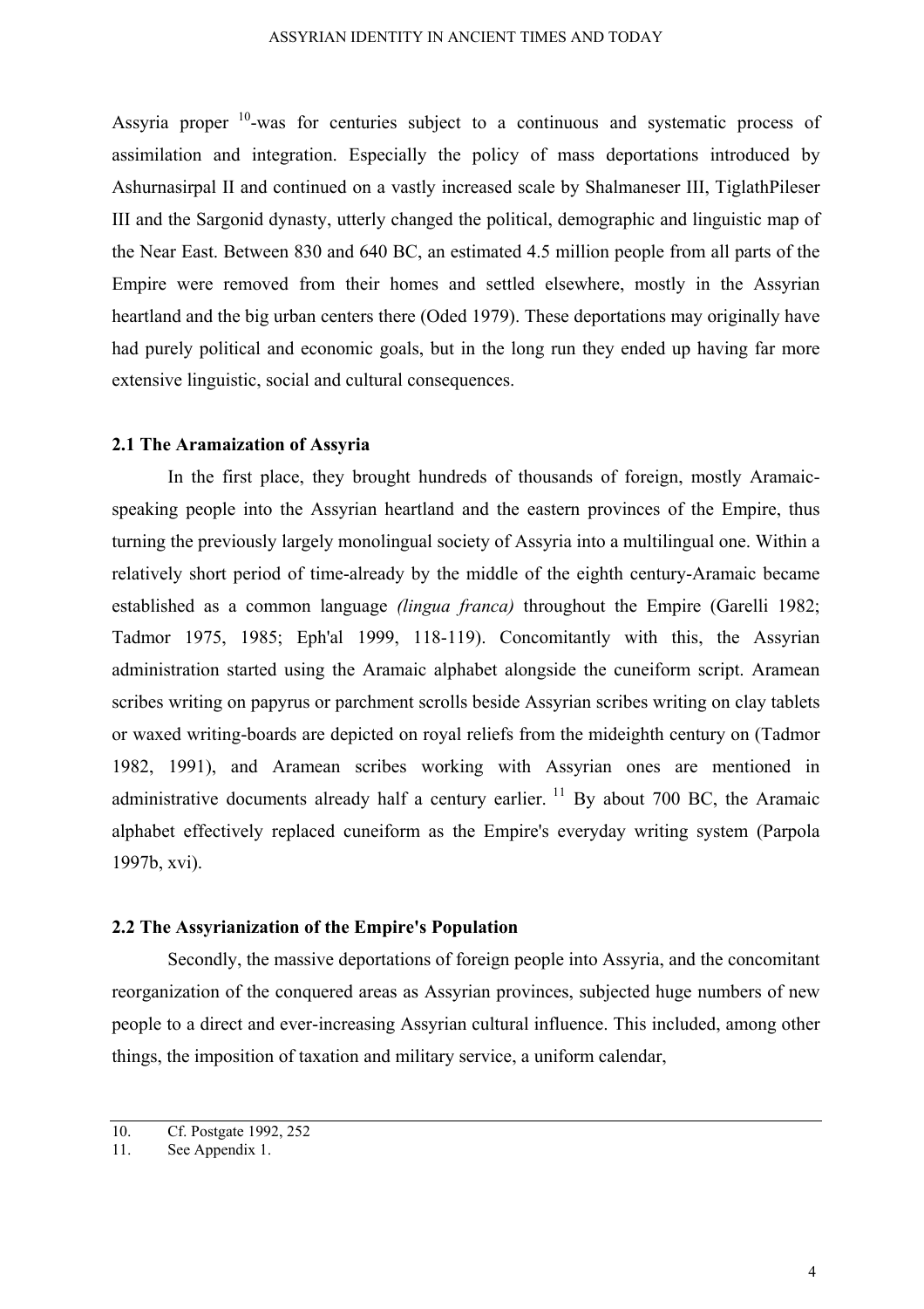Assyria proper [10]-was for centuries subject to a continuous and systematic process of assimilation and integration. Especially the policy of mass deportations introduced by Ashurnasirpal II and continued on a vastly increased scale by Shalmaneser III, TiglathPileser III and the Sargonid dynasty, utterly changed the political, demographic and linguistic map of the Near East. Between 830 and 640 BC, an estimated 4.5 million people from all parts of the Empire were removed from their homes and settled elsewhere, mostly in the Assyrian heartland and the big urban centers there (Oded 1979). These deportations may originally have had purely political and economic goals, but in the long run they ended up having far more extensive linguistic, social and cultural consequences.

### 2.1 The Aramaization of Assyria

In the first place, they brought hundreds of thousands of foreign, mostly Aramaic-speaking people into the Assyrian heartland and the eastern provinces of the Empire, thus turning the previously largely monolingual society of Assyria into a multilingual one. Within a relatively short period of time-already by the middle of the eighth century-Aramaic became established as a common language *(lingua franca)* throughout the Empire (Garelli 1982; Tadmor 1975, 1985; Eph'al 1999, 118-119). Concomitantly with this, the Assyrian administration started using the Aramaic alphabet alongside the cuneiform script. Aramean scribes writing on papyrus or parchment scrolls beside Assyrian scribes writing on clay tablets or waxed writing-boards are depicted on royal reliefs from the mideighth century on (Tadmor 1982, 1991), and Aramean scribes working with Assyrian ones are mentioned in administrative documents already half a century earlier. [11] By about 700 BC, the Aramaic alphabet effectively replaced cuneiform as the Empire's everyday writing system (Parpola 1997b, xvi).

### 2.2 The Assyrianization of the Empire's Population

Secondly, the massive deportations of foreign people into Assyria, and the concomitant reorganization of the conquered areas as Assyrian provinces, subjected huge numbers of new people to a direct and ever-increasing Assyrian cultural influence. This included, among other things, the imposition of taxation and military service, a uniform calendar,

---

10. Cf. Postgate 1992, 252
11. See Appendix 1.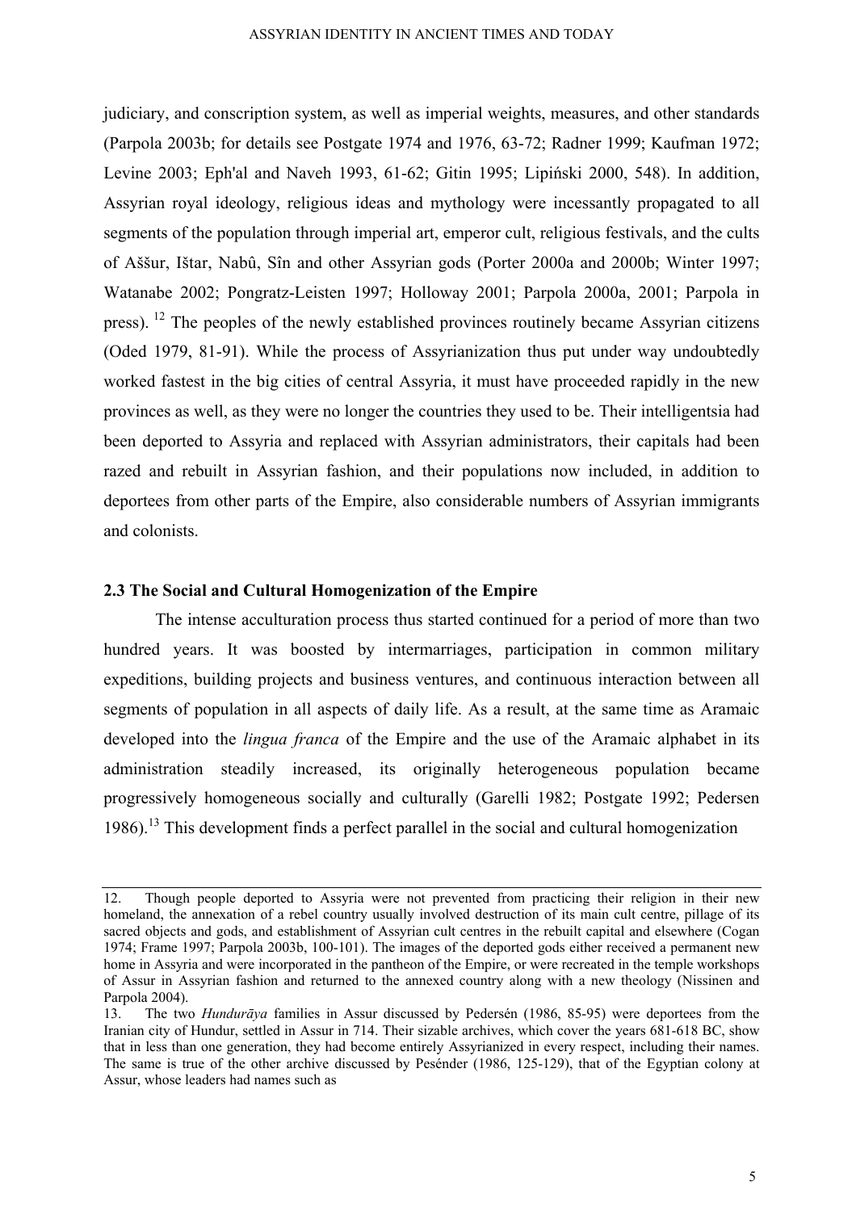judiciary, and conscription system, as well as imperial weights, measures, and other standards (Parpola 2003b; for details see Postgate 1974 and 1976, 63-72; Radner 1999; Kaufman 1972; Levine 2003; Eph'al and Naveh 1993, 61-62; Gitin 1995; Lipiński 2000, 548). In addition, Assyrian royal ideology, religious ideas and mythology were incessantly propagated to all segments of the population through imperial art, emperor cult, religious festivals, and the cults of Aššur, Ištar, Nabû, Sîn and other Assyrian gods (Porter 2000a and 2000b; Winter 1997; Watanabe 2002; Pongratz-Leisten 1997; Holloway 2001; Parpola 2000a, 2001; Parpola in press). [12] The peoples of the newly established provinces routinely became Assyrian citizens (Oded 1979, 81-91). While the process of Assyrianization thus put under way undoubtedly worked fastest in the big cities of central Assyria, it must have proceeded rapidly in the new provinces as well, as they were no longer the countries they used to be. Their intelligentsia had been deported to Assyria and replaced with Assyrian administrators, their capitals had been razed and rebuilt in Assyrian fashion, and their populations now included, in addition to deportees from other parts of the Empire, also considerable numbers of Assyrian immigrants and colonists.

### 2.3 The Social and Cultural Homogenization of the Empire

The intense acculturation process thus started continued for a period of more than two hundred years. It was boosted by intermarriages, participation in common military expeditions, building projects and business ventures, and continuous interaction between all segments of population in all aspects of daily life. As a result, at the same time as Aramaic developed into the *lingua franca* of the Empire and the use of the Aramaic alphabet in its administration steadily increased, its originally heterogeneous population became progressively homogeneous socially and culturally (Garelli 1982; Postgate 1992; Pedersen 1986).[13] This development finds a perfect parallel in the social and cultural homogenization

---

12. Though people deported to Assyria were not prevented from practicing their religion in their new homeland, the annexation of a rebel country usually involved destruction of its main cult centre, pillage of its sacred objects and gods, and establishment of Assyrian cult centres in the rebuilt capital and elsewhere (Cogan 1974; Frame 1997; Parpola 2003b, 100-101). The images of the deported gods either received a permanent new home in Assyria and were incorporated in the pantheon of the Empire, or were recreated in the temple workshops of Assur in Assyrian fashion and returned to the annexed country along with a new theology (Nissinen and Parpola 2004).

13. The two *Hundurāya* families in Assur discussed by Pedersén (1986, 85-95) were deportees from the Iranian city of Hundur, settled in Assur in 714. Their sizable archives, which cover the years 681-618 BC, show that in less than one generation, they had become entirely Assyrianized in every respect, including their names. The same is true of the other archive discussed by Pesénder (1986, 125-129), that of the Egyptian colony at Assur, whose leaders had names such as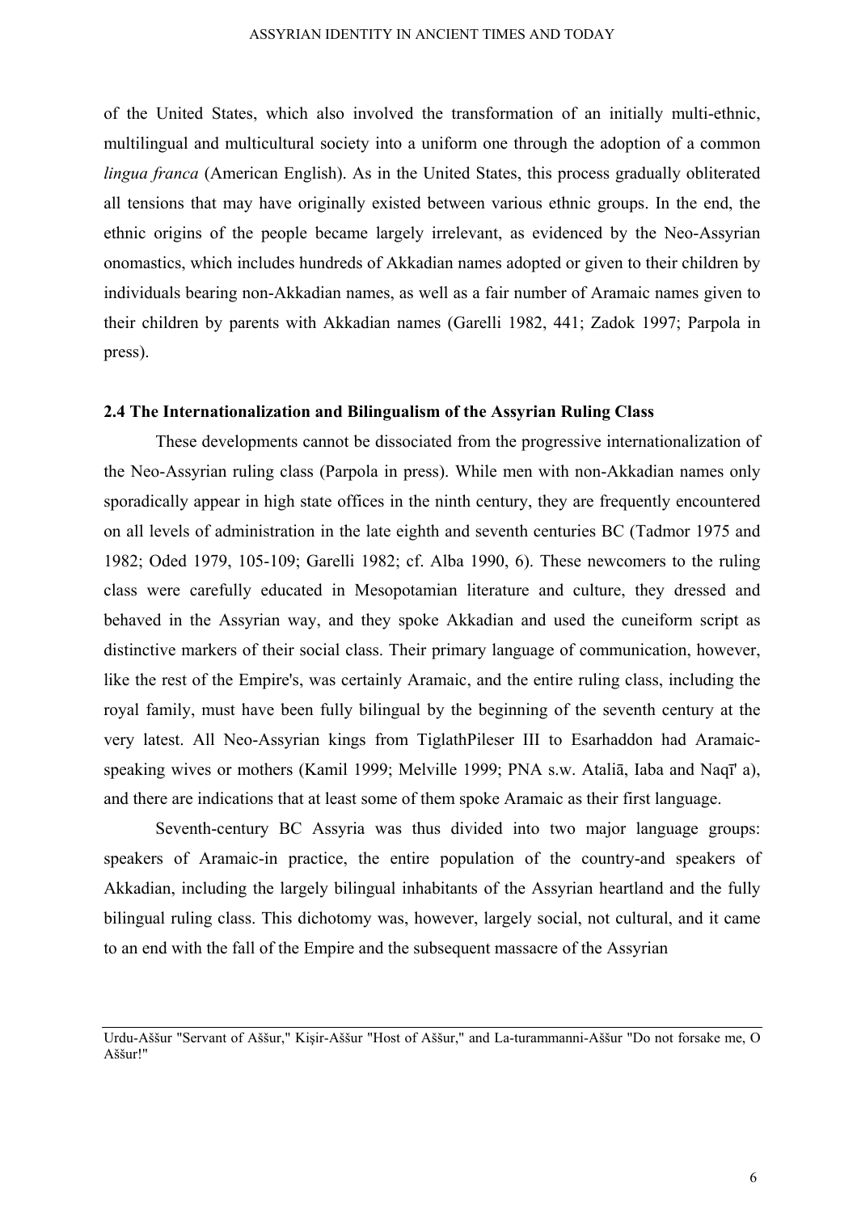of the United States, which also involved the transformation of an initially multi-ethnic, multilingual and multicultural society into a uniform one through the adoption of a common *lingua franca* (American English). As in the United States, this process gradually obliterated all tensions that may have originally existed between various ethnic groups. In the end, the ethnic origins of the people became largely irrelevant, as evidenced by the Neo-Assyrian onomastics, which includes hundreds of Akkadian names adopted or given to their children by individuals bearing non-Akkadian names, as well as a fair number of Aramaic names given to their children by parents with Akkadian names (Garelli 1982, 441; Zadok 1997; Parpola in press).

### 2.4 The Internationalization and Bilingualism of the Assyrian Ruling Class

These developments cannot be dissociated from the progressive internationalization of the Neo-Assyrian ruling class (Parpola in press). While men with non-Akkadian names only sporadically appear in high state offices in the ninth century, they are frequently encountered on all levels of administration in the late eighth and seventh centuries BC (Tadmor 1975 and 1982; Oded 1979, 105-109; Garelli 1982; cf. Alba 1990, 6). These newcomers to the ruling class were carefully educated in Mesopotamian literature and culture, they dressed and behaved in the Assyrian way, and they spoke Akkadian and used the cuneiform script as distinctive markers of their social class. Their primary language of communication, however, like the rest of the Empire's, was certainly Aramaic, and the entire ruling class, including the royal family, must have been fully bilingual by the beginning of the seventh century at the very latest. All Neo-Assyrian kings from TiglathPileser III to Esarhaddon had Aramaic-speaking wives or mothers (Kamil 1999; Melville 1999; PNA s.w. Ataliā, Iaba and Naqī' a), and there are indications that at least some of them spoke Aramaic as their first language.

Seventh-century BC Assyria was thus divided into two major language groups: speakers of Aramaic-in practice, the entire population of the country-and speakers of Akkadian, including the largely bilingual inhabitants of the Assyrian heartland and the fully bilingual ruling class. This dichotomy was, however, largely social, not cultural, and it came to an end with the fall of the Empire and the subsequent massacre of the Assyrian

Urdu-Aššur "Servant of Aššur," Kiṣir-Aššur "Host of Aššur," and La-turammanni-Aššur "Do not forsake me, O Aššur!"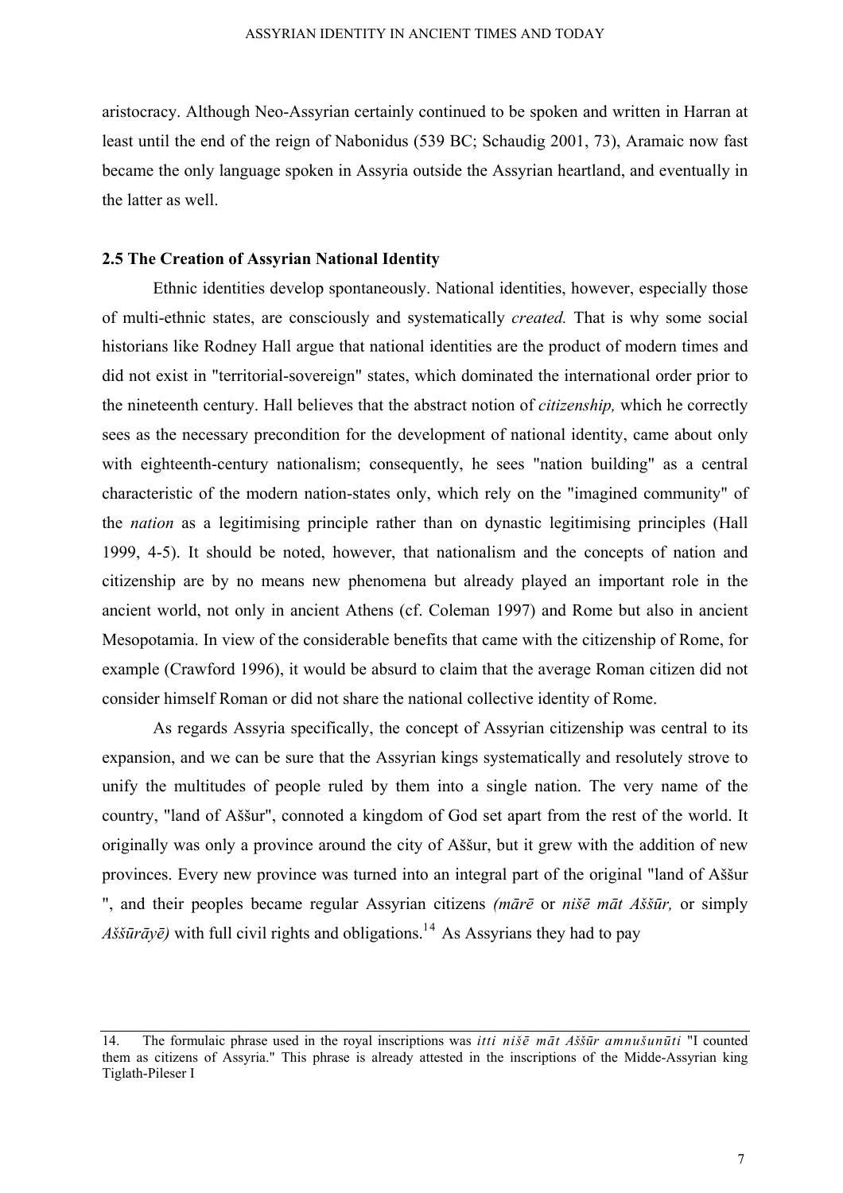aristocracy. Although Neo-Assyrian certainly continued to be spoken and written in Harran at least until the end of the reign of Nabonidus (539 BC; Schaudig 2001, 73), Aramaic now fast became the only language spoken in Assyria outside the Assyrian heartland, and eventually in the latter as well.

### 2.5 The Creation of Assyrian National Identity

Ethnic identities develop spontaneously. National identities, however, especially those of multi-ethnic states, are consciously and systematically *created.* That is why some social historians like Rodney Hall argue that national identities are the product of modern times and did not exist in "territorial-sovereign" states, which dominated the international order prior to the nineteenth century. Hall believes that the abstract notion of *citizenship,* which he correctly sees as the necessary precondition for the development of national identity, came about only with eighteenth-century nationalism; consequently, he sees "nation building" as a central characteristic of the modern nation-states only, which rely on the "imagined community" of the *nation* as a legitimising principle rather than on dynastic legitimising principles (Hall 1999, 4-5). It should be noted, however, that nationalism and the concepts of nation and citizenship are by no means new phenomena but already played an important role in the ancient world, not only in ancient Athens (cf. Coleman 1997) and Rome but also in ancient Mesopotamia. In view of the considerable benefits that came with the citizenship of Rome, for example (Crawford 1996), it would be absurd to claim that the average Roman citizen did not consider himself Roman or did not share the national collective identity of Rome.

As regards Assyria specifically, the concept of Assyrian citizenship was central to its expansion, and we can be sure that the Assyrian kings systematically and resolutely strove to unify the multitudes of people ruled by them into a single nation. The very name of the country, "land of Aššur", connoted a kingdom of God set apart from the rest of the world. It originally was only a province around the city of Aššur, but it grew with the addition of new provinces. Every new province was turned into an integral part of the original "land of Aššur ", and their peoples became regular Assyrian citizens *(mārē* or *nišē māt Aššūr,* or simply *Aššūrāyē)* with full civil rights and obligations.[14] As Assyrians they had to pay

---

14. The formulaic phrase used in the royal inscriptions was *itti nišē māt Aššūr amnušunūti* "I counted them as citizens of Assyria." This phrase is already attested in the inscriptions of the Midde-Assyrian king Tiglath-Pileser I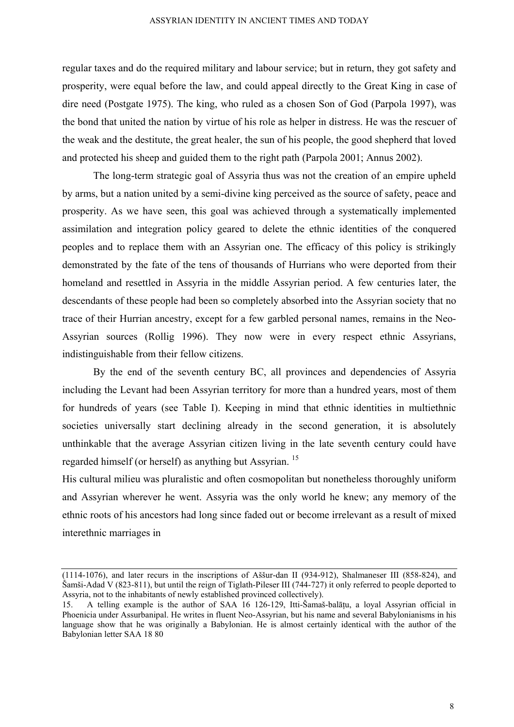regular taxes and do the required military and labour service; but in return, they got safety and prosperity, were equal before the law, and could appeal directly to the Great King in case of dire need (Postgate 1975). The king, who ruled as a chosen Son of God (Parpola 1997), was the bond that united the nation by virtue of his role as helper in distress. He was the rescuer of the weak and the destitute, the great healer, the sun of his people, the good shepherd that loved and protected his sheep and guided them to the right path (Parpola 2001; Annus 2002).

The long-term strategic goal of Assyria thus was not the creation of an empire upheld by arms, but a nation united by a semi-divine king perceived as the source of safety, peace and prosperity. As we have seen, this goal was achieved through a systematically implemented assimilation and integration policy geared to delete the ethnic identities of the conquered peoples and to replace them with an Assyrian one. The efficacy of this policy is strikingly demonstrated by the fate of the tens of thousands of Hurrians who were deported from their homeland and resettled in Assyria in the middle Assyrian period. A few centuries later, the descendants of these people had been so completely absorbed into the Assyrian society that no trace of their Hurrian ancestry, except for a few garbled personal names, remains in the Neo-Assyrian sources (Rollig 1996). They now were in every respect ethnic Assyrians, indistinguishable from their fellow citizens.

By the end of the seventh century BC, all provinces and dependencies of Assyria including the Levant had been Assyrian territory for more than a hundred years, most of them for hundreds of years (see Table I). Keeping in mind that ethnic identities in multiethnic societies universally start declining already in the second generation, it is absolutely unthinkable that the average Assyrian citizen living in the late seventh century could have regarded himself (or herself) as anything but Assyrian. [15]

His cultural milieu was pluralistic and often cosmopolitan but nonetheless thoroughly uniform and Assyrian wherever he went. Assyria was the only world he knew; any memory of the ethnic roots of his ancestors had long since faded out or become irrelevant as a result of mixed interethnic marriages in

---

(1114-1076), and later recurs in the inscriptions of Aššur-dan II (934-912), Shalmaneser III (858-824), and Šamši-Adad V (823-811), but until the reign of Tiglath-Pileser III (744-727) it only referred to people deported to Assyria, not to the inhabitants of newly established provinced collectively).

15. A telling example is the author of SAA 16 126-129, Itti-Šamaš-balāṭu, a loyal Assyrian official in Phoenicia under Assurbanipal. He writes in fluent Neo-Assyrian, but his name and several Babylonianisms in his language show that he was originally a Babylonian. He is almost certainly identical with the author of the Babylonian letter SAA 18 80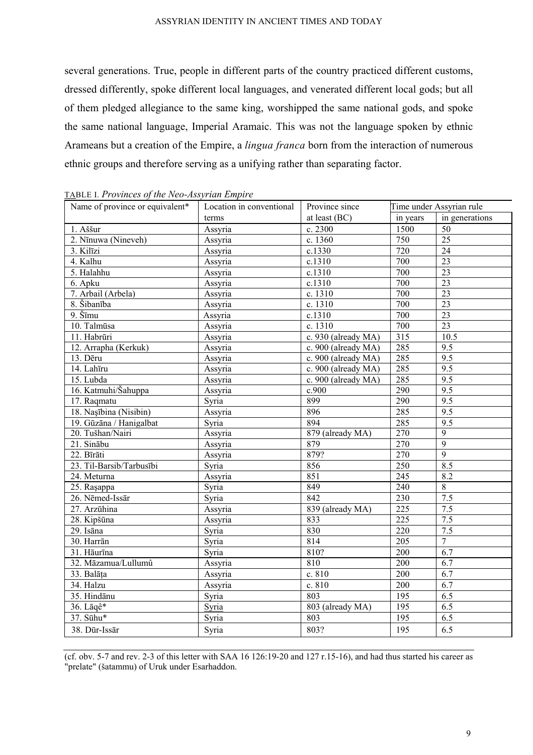several generations. True, people in different parts of the country practiced different customs, dressed differently, spoke different local languages, and venerated different local gods; but all of them pledged allegiance to the same king, worshipped the same national gods, and spoke the same national language, Imperial Aramaic. This was not the language spoken by ethnic Arameans but a creation of the Empire, a *lingua franca* born from the interaction of numerous ethnic groups and therefore serving as a unifying rather than separating factor.

TABLE I. *Provinces of the Neo-Assyrian Empire*

| Name of province or equivalent* | Location in conventional terms | Province since at least (BC) | Time under Assyrian rule | |
|---|---|---|---|---|
| | | | in years | in generations |
| 1. Aššur | Assyria | c. 2300 | 1500 | 50 |
| 2. Nīnuwa (Nineveh) | Assyria | c. 1360 | 750 | 25 |
| 3. Kilīzi | Assyria | c.1330 | 720 | 24 |
| 4. Kalhu | Assyria | c.1310 | 700 | 23 |
| 5. Halahhu | Assyria | c.1310 | 700 | 23 |
| 6. Apku | Assyria | c.1310 | 700 | 23 |
| 7. Arbail (Arbela) | Assyria | c. 1310 | 700 | 23 |
| 8. Šibanība | Assyria | c. 1310 | 700 | 23 |
| 9. Šīmu | Assyria | c.1310 | 700 | 23 |
| 10. Talmūsa | Assyria | c. 1310 | 700 | 23 |
| 11. Habrūri | Assyria | c. 930 (already MA) | 315 | 10.5 |
| 12. Arrapha (Kerkuk) | Assyria | c. 900 (already MA) | 285 | 9.5 |
| 13. Dēru | Assyria | c. 900 (already MA) | 285 | 9.5 |
| 14. Lahīru | Assyria | c. 900 (already MA) | 285 | 9.5 |
| 15. Lubda | Assyria | c. 900 (already MA) | 285 | 9.5 |
| 16. Katmuhi/Šahuppa | Assyria | c.900 | 290 | 9.5 |
| 17. Raqmatu | Syria | 899 | 290 | 9.5 |
| 18. Naṣībina (Nisibin) | Assyria | 896 | 285 | 9.5 |
| 19. Gūzāna / Hanigalbat | Syria | 894 | 285 | 9.5 |
| 20. Tušhan/Nairi | Assyria | 879 (already MA) | 270 | 9 |
| 21. Sinābu | Assyria | 879 | 270 | 9 |
| 22. Bīrāti | Assyria | 879? | 270 | 9 |
| 23. Til-Barsib/Tarbusībi | Syria | 856 | 250 | 8.5 |
| 24. Meturna | Assyria | 851 | 245 | 8.2 |
| 25. Raṣappa | Syria | 849 | 240 | 8 |
| 26. Nēmed-Issār | Syria | 842 | 230 | 7.5 |
| 27. Arzūhina | Assyria | 839 (already MA) | 225 | 7.5 |
| 28. Kipšūna | Assyria | 833 | 225 | 7.5 |
| 29. Isāna | Syria | 830 | 220 | 7.5 |
| 30. Harrān | Syria | 814 | 205 | 7 |
| 31. Hāurīna | Syria | 810? | 200 | 6.7 |
| 32. Māzamua/Lullumû | Assyria | 810 | 200 | 6.7 |
| 33. Balāṭa | Assyria | c. 810 | 200 | 6.7 |
| 34. Halzu | Assyria | c. 810 | 200 | 6.7 |
| 35. Hindānu | Syria | 803 | 195 | 6.5 |
| 36. Lāqê* | Syria | 803 (already MA) | 195 | 6.5 |
| 37. Sūhu* | Syria | 803 | 195 | 6.5 |
| 38. Dūr-Issār | Syria | 803? | 195 | 6.5 |

(cf. obv. 5-7 and rev. 2-3 of this letter with SAA 16 126:19-20 and 127 r.15-16), and had thus started his career as "prelate" (šatammu) of Uruk under Esarhaddon.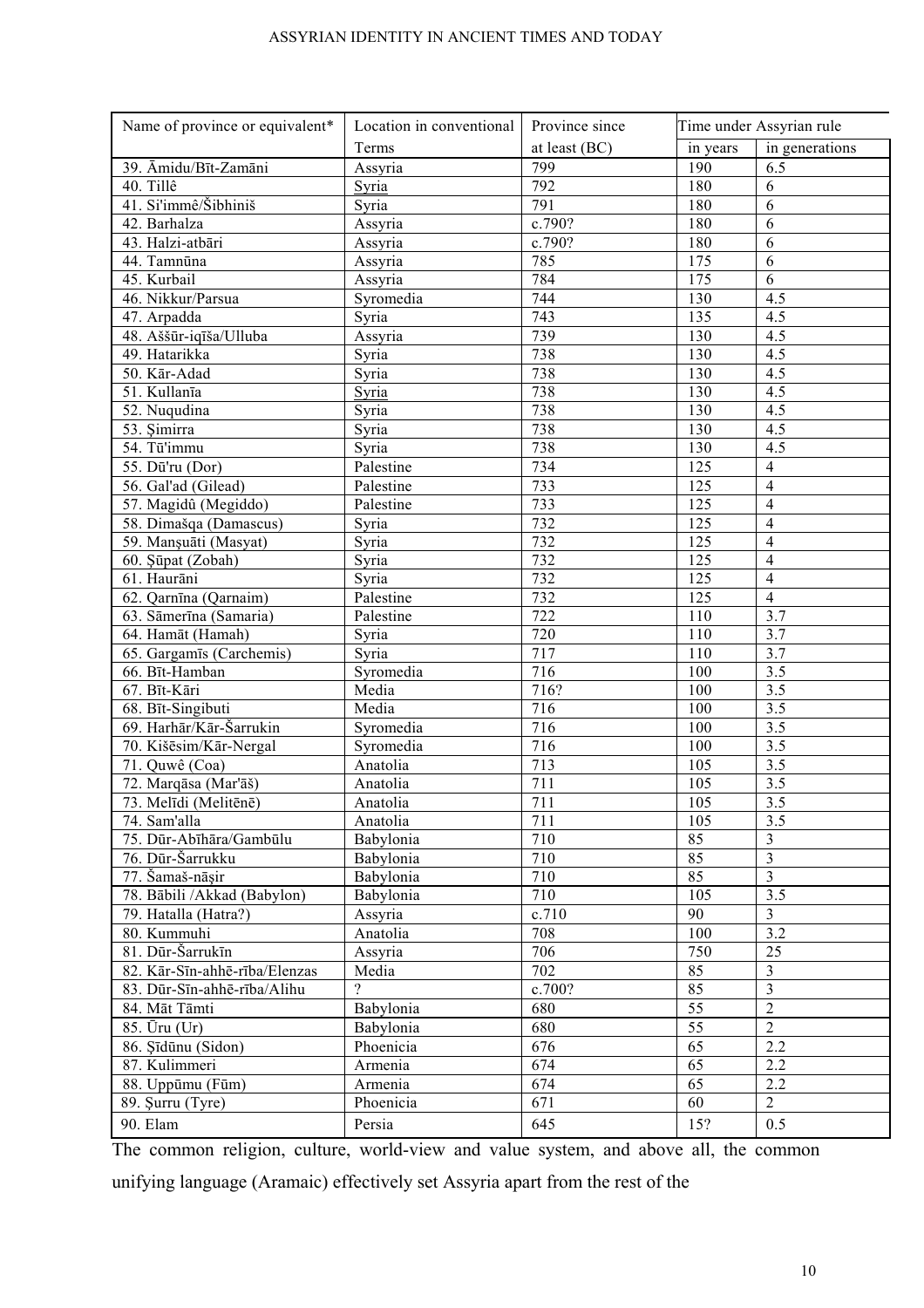| Name of province or equivalent* | Location in conventional Terms | Province since at least (BC) | Time under Assyrian rule | |
|---|---|---|---|---|
| | | | in years | in generations |
| 39. Āmidu/Bīt-Zamāni | Assyria | 799 | 190 | 6.5 |
| 40. Tillê | Syria | 792 | 180 | 6 |
| 41. Si'immê/Šibhiniš | Syria | 791 | 180 | 6 |
| 42. Barhalza | Assyria | c.790? | 180 | 6 |
| 43. Halzi-atbāri | Assyria | c.790? | 180 | 6 |
| 44. Tamnūna | Assyria | 785 | 175 | 6 |
| 45. Kurbail | Assyria | 784 | 175 | 6 |
| 46. Nikkur/Parsua | Syromedia | 744 | 130 | 4.5 |
| 47. Arpadda | Syria | 743 | 135 | 4.5 |
| 48. Aššūr-iqīša/Ulluba | Assyria | 739 | 130 | 4.5 |
| 49. Hatarikka | Syria | 738 | 130 | 4.5 |
| 50. Kār-Adad | Syria | 738 | 130 | 4.5 |
| 51. Kullanīa | Syria | 738 | 130 | 4.5 |
| 52. Nuqudina | Syria | 738 | 130 | 4.5 |
| 53. Ṣimirra | Syria | 738 | 130 | 4.5 |
| 54. Tū'immu | Syria | 738 | 130 | 4.5 |
| 55. Dū'ru (Dor) | Palestine | 734 | 125 | 4 |
| 56. Gal'ad (Gilead) | Palestine | 733 | 125 | 4 |
| 57. Magidû (Megiddo) | Palestine | 733 | 125 | 4 |
| 58. Dimašqa (Damascus) | Syria | 732 | 125 | 4 |
| 59. Manṣuāti (Masyat) | Syria | 732 | 125 | 4 |
| 60. Ṣūpat (Zobah) | Syria | 732 | 125 | 4 |
| 61. Haurāni | Syria | 732 | 125 | 4 |
| 62. Qarnīna (Qarnaim) | Palestine | 732 | 125 | 4 |
| 63. Sāmerīna (Samaria) | Palestine | 722 | 110 | 3.7 |
| 64. Hamāt (Hamah) | Syria | 720 | 110 | 3.7 |
| 65. Gargamīs (Carchemis) | Syria | 717 | 110 | 3.7 |
| 66. Bīt-Hamban | Syromedia | 716 | 100 | 3.5 |
| 67. Bīt-Kāri | Media | 716? | 100 | 3.5 |
| 68. Bīt-Singibuti | Media | 716 | 100 | 3.5 |
| 69. Harhār/Kār-Šarrukin | Syromedia | 716 | 100 | 3.5 |
| 70. Kišēsim/Kār-Nergal | Syromedia | 716 | 100 | 3.5 |
| 71. Quwê (Coa) | Anatolia | 713 | 105 | 3.5 |
| 72. Marqāsa (Mar'āš) | Anatolia | 711 | 105 | 3.5 |
| 73. Melīdi (Melitēnē) | Anatolia | 711 | 105 | 3.5 |
| 74. Sam'alla | Anatolia | 711 | 105 | 3.5 |
| 75. Dūr-Abīhāra/Gambūlu | Babylonia | 710 | 85 | 3 |
| 76. Dūr-Šarrukku | Babylonia | 710 | 85 | 3 |
| 77. Šamaš-nāṣir | Babylonia | 710 | 85 | 3 |
| 78. Bābili /Akkad (Babylon) | Babylonia | 710 | 105 | 3.5 |
| 79. Hatalla (Hatra?) | Assyria | c.710 | 90 | 3 |
| 80. Kummuhi | Anatolia | 708 | 100 | 3.2 |
| 81. Dūr-Šarrukīn | Assyria | 706 | 750 | 25 |
| 82. Kār-Sīn-ahhē-rība/Elenzas | Media | 702 | 85 | 3 |
| 83. Dūr-Sīn-ahhē-rība/Alihu | ? | c.700? | 85 | 3 |
| 84. Māt Tāmti | Babylonia | 680 | 55 | 2 |
| 85. Ūru (Ur) | Babylonia | 680 | 55 | 2 |
| 86. Ṣīdūnu (Sidon) | Phoenicia | 676 | 65 | 2.2 |
| 87. Kulimmeri | Armenia | 674 | 65 | 2.2 |
| 88. Uppūmu (Fūm) | Armenia | 674 | 65 | 2.2 |
| 89. Ṣurru (Tyre) | Phoenicia | 671 | 60 | 2 |
| 90. Elam | Persia | 645 | 15? | 0.5 |

The common religion, culture, world-view and value system, and above all, the common unifying language (Aramaic) effectively set Assyria apart from the rest of the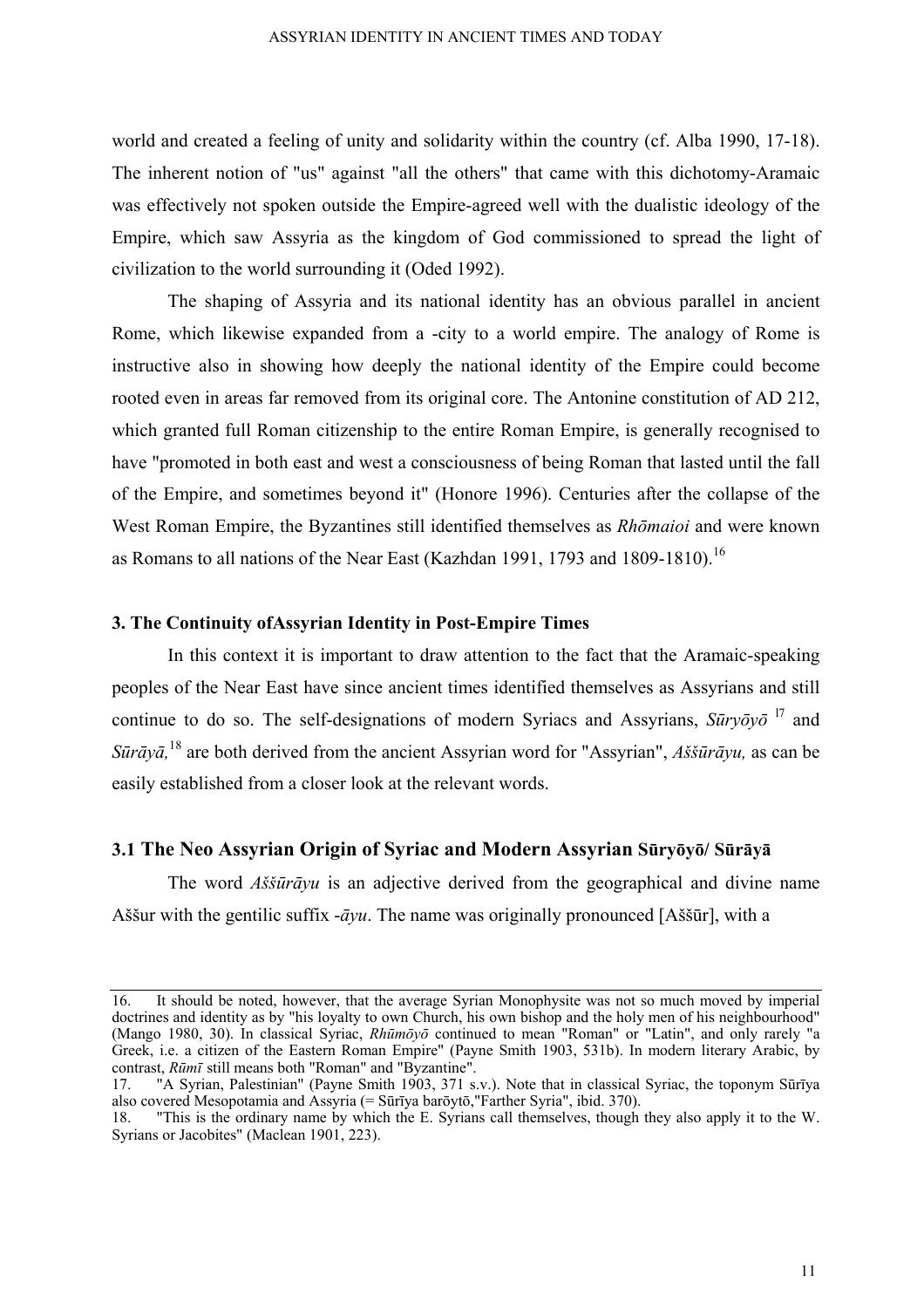world and created a feeling of unity and solidarity within the country (cf. Alba 1990, 17-18). The inherent notion of "us" against "all the others" that came with this dichotomy-Aramaic was effectively not spoken outside the Empire-agreed well with the dualistic ideology of the Empire, which saw Assyria as the kingdom of God commissioned to spread the light of civilization to the world surrounding it (Oded 1992).

The shaping of Assyria and its national identity has an obvious parallel in ancient Rome, which likewise expanded from a -city to a world empire. The analogy of Rome is instructive also in showing how deeply the national identity of the Empire could become rooted even in areas far removed from its original core. The Antonine constitution of AD 212, which granted full Roman citizenship to the entire Roman Empire, is generally recognised to have "promoted in both east and west a consciousness of being Roman that lasted until the fall of the Empire, and sometimes beyond it" (Honore 1996). Centuries after the collapse of the West Roman Empire, the Byzantines still identified themselves as *Rhōmaioi* and were known as Romans to all nations of the Near East (Kazhdan 1991, 1793 and 1809-1810).[16]

### 3. The Continuity ofAssyrian Identity in Post-Empire Times

In this context it is important to draw attention to the fact that the Aramaic-speaking peoples of the Near East have since ancient times identified themselves as Assyrians and still continue to do so. The self-designations of modern Syriacs and Assyrians, *Sūryōyō* [17] and *Sūrāyā,*[18] are both derived from the ancient Assyrian word for "Assyrian", *Aššūrāyu,* as can be easily established from a closer look at the relevant words.

### 3.1 The Neo Assyrian Origin of Syriac and Modern Assyrian Sūryōyō/ Sūrāyā

The word *Aššūrāyu* is an adjective derived from the geographical and divine name Aššur with the gentilic suffix -*āyu*. The name was originally pronounced [Aššūr], with a

---

16. It should be noted, however, that the average Syrian Monophysite was not so much moved by imperial doctrines and identity as by "his loyalty to own Church, his own bishop and the holy men of his neighbourhood" (Mango 1980, 30). In classical Syriac, *Rhūmōyō* continued to mean "Roman" or "Latin", and only rarely "a Greek, i.e. a citizen of the Eastern Roman Empire" (Payne Smith 1903, 531b). In modern literary Arabic, by contrast, *Rūmī* still means both "Roman" and "Byzantine".

17. "A Syrian, Palestinian" (Payne Smith 1903, 371 s.v.). Note that in classical Syriac, the toponym Sūrīya also covered Mesopotamia and Assyria (= Sūrīya barōytō,"Farther Syria", ibid. 370).

18. "This is the ordinary name by which the E. Syrians call themselves, though they also apply it to the W. Syrians or Jacobites" (Maclean 1901, 223).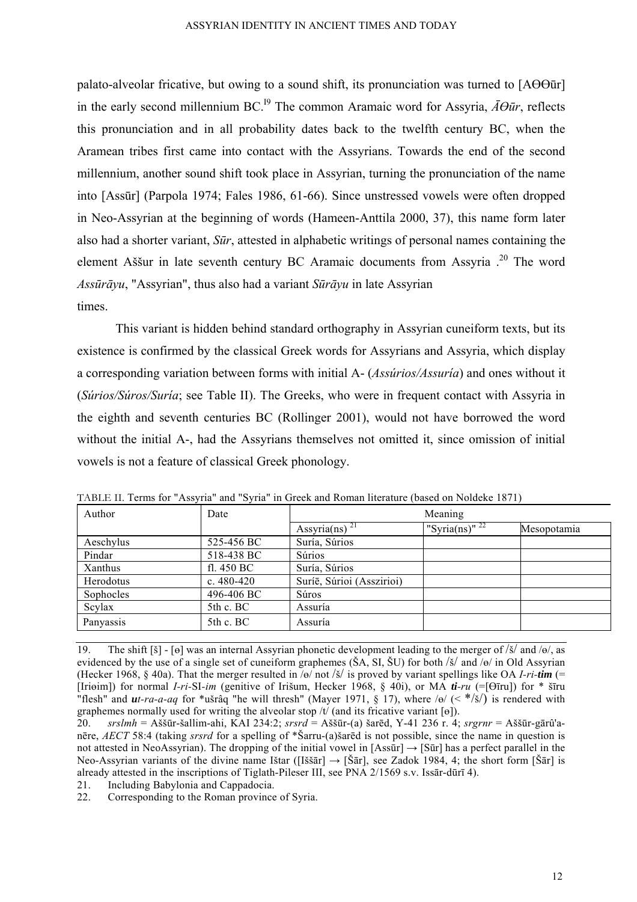palato-alveolar fricative, but owing to a sound shift, its pronunciation was turned to [AΘΘūr] in the early second millennium BC.[19] The common Aramaic word for Assyria, *ĀΘūr*, reflects this pronunciation and in all probability dates back to the twelfth century BC, when the Aramean tribes first came into contact with the Assyrians. Towards the end of the second millennium, another sound shift took place in Assyrian, turning the pronunciation of the name into [Assūr] (Parpola 1974; Fales 1986, 61-66). Since unstressed vowels were often dropped in Neo-Assyrian at the beginning of words (Hameen-Anttila 2000, 37), this name form later also had a shorter variant, *Sūr*, attested in alphabetic writings of personal names containing the element Aššur in late seventh century BC Aramaic documents from Assyria .[20] The word *Assūrāyu*, "Assyrian", thus also had a variant *Sūrāyu* in late Assyrian times.

This variant is hidden behind standard orthography in Assyrian cuneiform texts, but its existence is confirmed by the classical Greek words for Assyrians and Assyria, which display a corresponding variation between forms with initial A- (*Assúrios/Assuría*) and ones without it (*Súrios/Súros/Suría*; see Table II). The Greeks, who were in frequent contact with Assyria in the eighth and seventh centuries BC (Rollinger 2001), would not have borrowed the word without the initial A-, had the Assyrians themselves not omitted it, since omission of initial vowels is not a feature of classical Greek phonology.

TABLE II. Terms for "Assyria" and "Syria" in Greek and Roman literature (based on Noldeke 1871)

| Author | Date | Meaning | | |
|---|---|---|---|---|
| | | Assyria(ns) [21] | "Syria(ns)" [22] | Mesopotamia |
| Aeschylus | 525-456 BC | Suría, Súrios | | |
| Pindar | 518-438 BC | Súrios | | |
| Xanthus | fl. 450 BC | Suría, Súrios | | |
| Herodotus | c. 480-420 | Suríē, Súrioi (Asszirioi) | | |
| Sophocles | 496-406 BC | Súros | | |
| Scylax | 5th c. BC | Assuría | | |
| Panyassis | 5th c. BC | Assuría | | |

19. The shift [š] - [θ] was an internal Assyrian phonetic development leading to the merger of /š/ and /θ/, as evidenced by the use of a single set of cuneiform graphemes (ŠA, SI, ŠU) for both /š/ and /θ/ in Old Assyrian (Hecker 1968, § 40a). That the merger resulted in /θ/ not /š/ is proved by variant spellings like OA *I-ri-**tim*** (= [Iriθim]) for normal *I-ri*-SI-*im* (genitive of Irišum, Hecker 1968, § 40i), or MA ***ti**-ru* (=[Θīru]) for * šīru "flesh" and ***u**t-ra-a-aq* for *ušrâq "he will thresh" (Mayer 1971, § 17), where /θ/ (< */š/) is rendered with graphemes normally used for writing the alveolar stop /t/ (and its fricative variant [θ]).

20. *srslmh* = Aššūr-šallim-ahi, KAI 234:2; *srsrd* = Aššūr-(a) šarēd, Y-41 236 r. 4; *srgrnr* = Aššūr-gārû'a-nēre, *AECT* 58:4 (taking *srsrd* for a spelling of *Šarru-(a)šarēd is not possible, since the name in question is not attested in NeoAssyrian). The dropping of the initial vowel in [Assūr] → [Sūr] has a perfect parallel in the Neo-Assyrian variants of the divine name Ištar ([Iššār] → [Šār], see Zadok 1984, 4; the short form [Šār] is already attested in the inscriptions of Tiglath-Pileser III, see PNA 2/1569 s.v. Issār-dūrī 4).

21. Including Babylonia and Cappadocia.

22. Corresponding to the Roman province of Syria.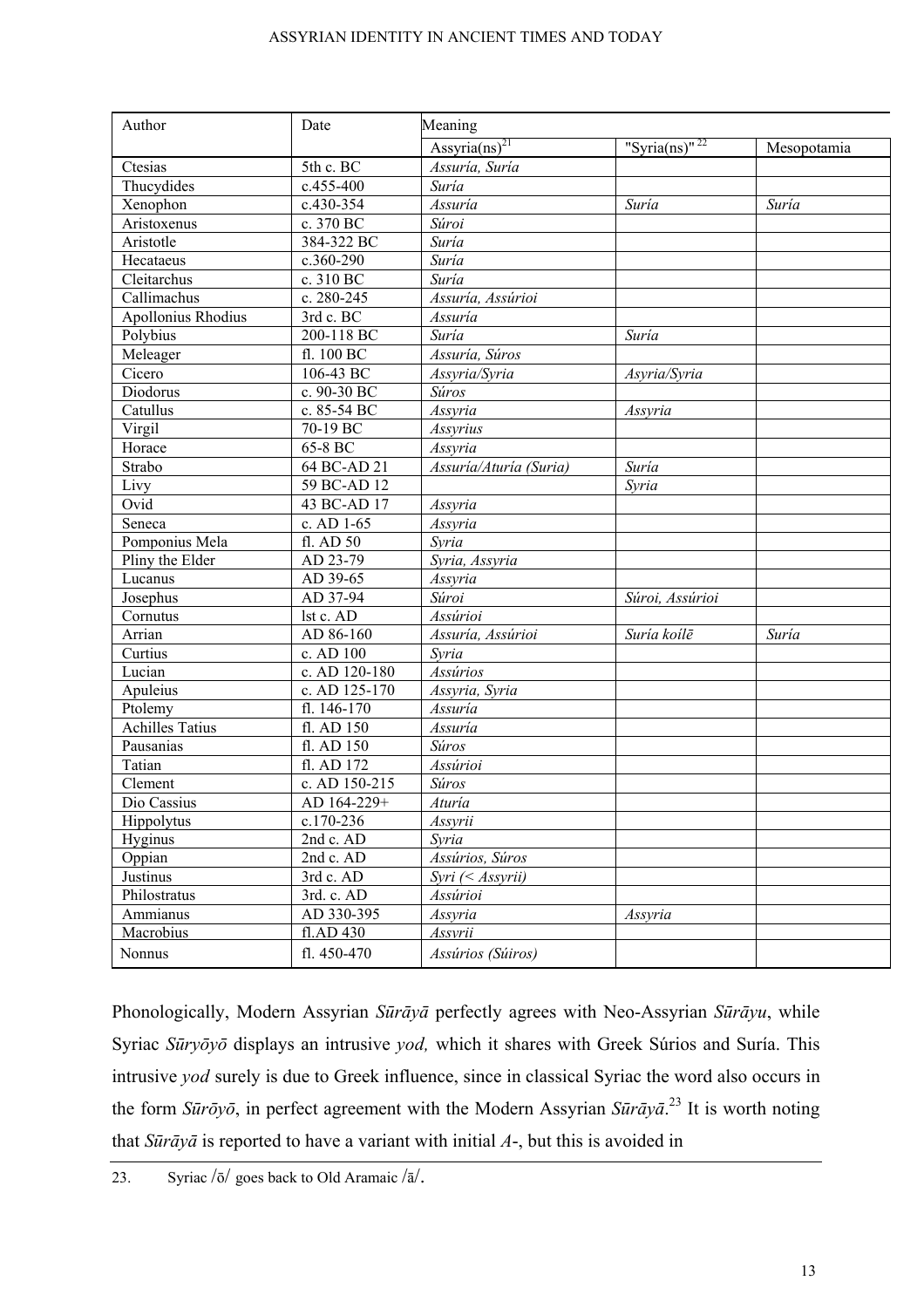| Author | Date | Meaning | | |
|---|---|---|---|---|
| | | Assyria(ns)[21] | "Syria(ns)"[22] | Mesopotamia |
| Ctesias | 5th c. BC | *Assuría, Suría* | | |
| Thucydides | c.455-400 | *Suría* | | |
| Xenophon | c.430-354 | *Assuría* | *Suría* | *Suría* |
| Aristoxenus | c. 370 BC | *Súroi* | | |
| Aristotle | 384-322 BC | *Suría* | | |
| Hecataeus | c.360-290 | *Suría* | | |
| Cleitarchus | c. 310 BC | *Suría* | | |
| Callimachus | c. 280-245 | *Assuría, Assúrioi* | | |
| Apollonius Rhodius | 3rd c. BC | *Assuría* | | |
| Polybius | 200-118 BC | *Suría* | *Suría* | |
| Meleager | fl. 100 BC | *Assuría, Súros* | | |
| Cicero | 106-43 BC | *Assyria/Syria* | *Asyria/Syria* | |
| Diodorus | c. 90-30 BC | *Súros* | | |
| Catullus | c. 85-54 BC | *Assyria* | *Assyria* | |
| Virgil | 70-19 BC | *Assyrius* | | |
| Horace | 65-8 BC | *Assyria* | | |
| Strabo | 64 BC-AD 21 | *Assuría/Aturía (Suria)* | *Suría* | |
| Livy | 59 BC-AD 12 | | *Syria* | |
| Ovid | 43 BC-AD 17 | *Assyria* | | |
| Seneca | c. AD 1-65 | *Assyria* | | |
| Pomponius Mela | fl. AD 50 | *Syria* | | |
| Pliny the Elder | AD 23-79 | *Syria, Assyria* | | |
| Lucanus | AD 39-65 | *Assyria* | | |
| Josephus | AD 37-94 | *Súroi* | *Súroi, Assúrioi* | |
| Cornutus | lst c. AD | *Assúrioi* | | |
| Arrian | AD 86-160 | *Assuría, Assúrioi* | *Suría koílē* | *Suría* |
| Curtius | c. AD 100 | *Syria* | | |
| Lucian | c. AD 120-180 | *Assúrios* | | |
| Apuleius | c. AD 125-170 | *Assyria, Syria* | | |
| Ptolemy | fl. 146-170 | *Assuría* | | |
| Achilles Tatius | fl. AD 150 | *Assuría* | | |
| Pausanias | fl. AD 150 | *Súros* | | |
| Tatian | fl. AD 172 | *Assúrioi* | | |
| Clement | c. AD 150-215 | *Súros* | | |
| Dio Cassius | AD 164-229+ | *Aturía* | | |
| Hippolytus | c.170-236 | *Assyrii* | | |
| Hyginus | 2nd c. AD | *Syria* | | |
| Oppian | 2nd c. AD | *Assúrios, Súros* | | |
| Justinus | 3rd c. AD | *Syri (< Assyrii)* | | |
| Philostratus | 3rd. c. AD | *Assúrioi* | | |
| Ammianus | AD 330-395 | *Assyria* | *Assyria* | |
| Macrobius | fl.AD 430 | *Assyrii* | | |
| Nonnus | fl. 450-470 | *Assúrios (Súiros)* | | |

Phonologically, Modern Assyrian *Sūrāyā* perfectly agrees with Neo-Assyrian *Sūrāyu*, while Syriac *Sūryōyō* displays an intrusive *yod,* which it shares with Greek Súrios and Suría. This intrusive *yod* surely is due to Greek influence, since in classical Syriac the word also occurs in the form *Sūrōyō*, in perfect agreement with the Modern Assyrian *Sūrāyā*.[23] It is worth noting that *Sūrāyā* is reported to have a variant with initial *A*-, but this is avoided in

23. Syriac /ō/ goes back to Old Aramaic /ā/.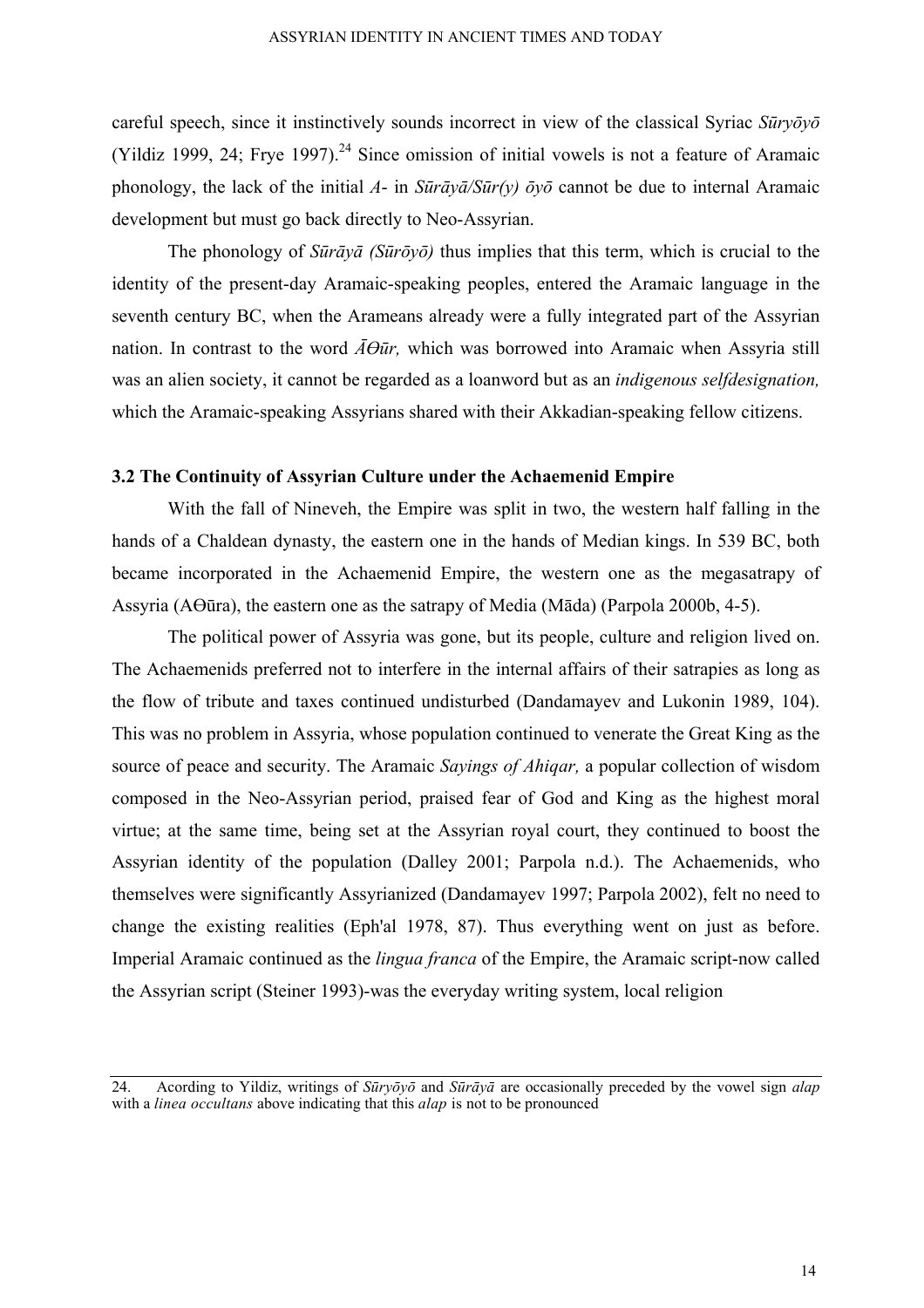careful speech, since it instinctively sounds incorrect in view of the classical Syriac *Sūryōyō* (Yildiz 1999, 24; Frye 1997).[24] Since omission of initial vowels is not a feature of Aramaic phonology, the lack of the initial *A-* in *Sūrāyā/Sūr(y) ōyō* cannot be due to internal Aramaic development but must go back directly to Neo-Assyrian.

The phonology of *Sūrāyā (Sūrōyō)* thus implies that this term, which is crucial to the identity of the present-day Aramaic-speaking peoples, entered the Aramaic language in the seventh century BC, when the Arameans already were a fully integrated part of the Assyrian nation. In contrast to the word *ĀΘūr,* which was borrowed into Aramaic when Assyria still was an alien society, it cannot be regarded as a loanword but as an *indigenous selfdesignation,* which the Aramaic-speaking Assyrians shared with their Akkadian-speaking fellow citizens.

### 3.2 The Continuity of Assyrian Culture under the Achaemenid Empire

With the fall of Nineveh, the Empire was split in two, the western half falling in the hands of a Chaldean dynasty, the eastern one in the hands of Median kings. In 539 BC, both became incorporated in the Achaemenid Empire, the western one as the megasatrapy of Assyria (AΘūra), the eastern one as the satrapy of Media (Māda) (Parpola 2000b, 4-5).

The political power of Assyria was gone, but its people, culture and religion lived on. The Achaemenids preferred not to interfere in the internal affairs of their satrapies as long as the flow of tribute and taxes continued undisturbed (Dandamayev and Lukonin 1989, 104). This was no problem in Assyria, whose population continued to venerate the Great King as the source of peace and security. The Aramaic *Sayings of Ahiqar,* a popular collection of wisdom composed in the Neo-Assyrian period, praised fear of God and King as the highest moral virtue; at the same time, being set at the Assyrian royal court, they continued to boost the Assyrian identity of the population (Dalley 2001; Parpola n.d.). The Achaemenids, who themselves were significantly Assyrianized (Dandamayev 1997; Parpola 2002), felt no need to change the existing realities (Eph'al 1978, 87). Thus everything went on just as before. Imperial Aramaic continued as the *lingua franca* of the Empire, the Aramaic script-now called the Assyrian script (Steiner 1993)-was the everyday writing system, local religion

---

24. Acording to Yildiz, writings of *Sūryōyō* and *Sūrāyā* are occasionally preceded by the vowel sign *alap* with a *linea occultans* above indicating that this *alap* is not to be pronounced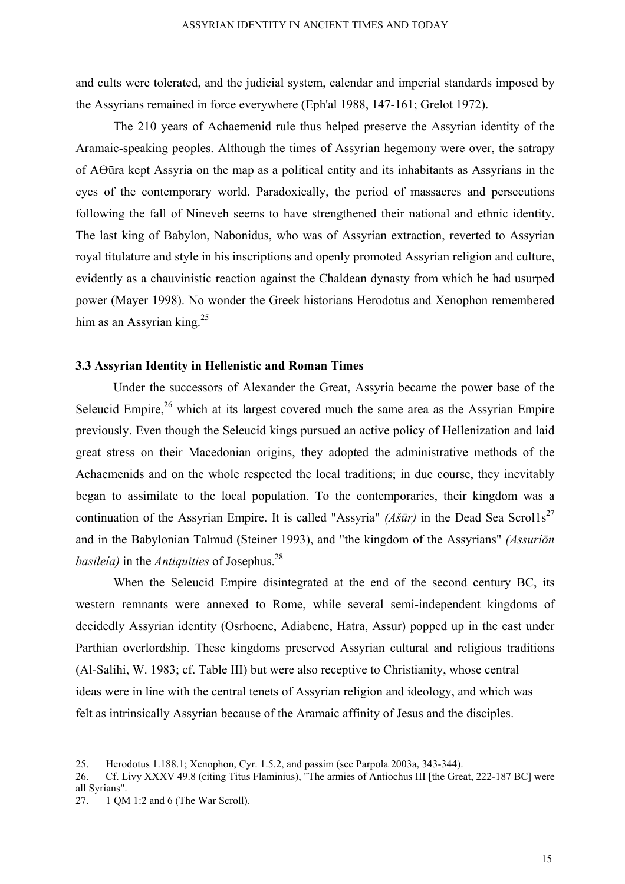and cults were tolerated, and the judicial system, calendar and imperial standards imposed by the Assyrians remained in force everywhere (Eph'al 1988, 147-161; Grelot 1972).

The 210 years of Achaemenid rule thus helped preserve the Assyrian identity of the Aramaic-speaking peoples. Although the times of Assyrian hegemony were over, the satrapy of AΘūra kept Assyria on the map as a political entity and its inhabitants as Assyrians in the eyes of the contemporary world. Paradoxically, the period of massacres and persecutions following the fall of Nineveh seems to have strengthened their national and ethnic identity. The last king of Babylon, Nabonidus, who was of Assyrian extraction, reverted to Assyrian royal titulature and style in his inscriptions and openly promoted Assyrian religion and culture, evidently as a chauvinistic reaction against the Chaldean dynasty from which he had usurped power (Mayer 1998). No wonder the Greek historians Herodotus and Xenophon remembered him as an Assyrian king.[25]

### 3.3 Assyrian Identity in Hellenistic and Roman Times

Under the successors of Alexander the Great, Assyria became the power base of the Seleucid Empire,[26] which at its largest covered much the same area as the Assyrian Empire previously. Even though the Seleucid kings pursued an active policy of Hellenization and laid great stress on their Macedonian origins, they adopted the administrative methods of the Achaemenids and on the whole respected the local traditions; in due course, they inevitably began to assimilate to the local population. To the contemporaries, their kingdom was a continuation of the Assyrian Empire. It is called "Assyria" *(Ašūr)* in the Dead Sea Scroll1s[27] and in the Babylonian Talmud (Steiner 1993), and "the kingdom of the Assyrians" *(Assuríōn basileía)* in the *Antiquities* of Josephus.[28]

When the Seleucid Empire disintegrated at the end of the second century BC, its western remnants were annexed to Rome, while several semi-independent kingdoms of decidedly Assyrian identity (Osrhoene, Adiabene, Hatra, Assur) popped up in the east under Parthian overlordship. These kingdoms preserved Assyrian cultural and religious traditions (Al-Salihi, W. 1983; cf. Table III) but were also receptive to Christianity, whose central ideas were in line with the central tenets of Assyrian religion and ideology, and which was felt as intrinsically Assyrian because of the Aramaic affinity of Jesus and the disciples.

---

25. Herodotus 1.188.1; Xenophon, Cyr. 1.5.2, and passim (see Parpola 2003a, 343-344).

26. Cf. Livy XXXV 49.8 (citing Titus Flaminius), "The armies of Antiochus III [the Great, 222-187 BC] were all Syrians".

27. 1 QM 1:2 and 6 (The War Scroll).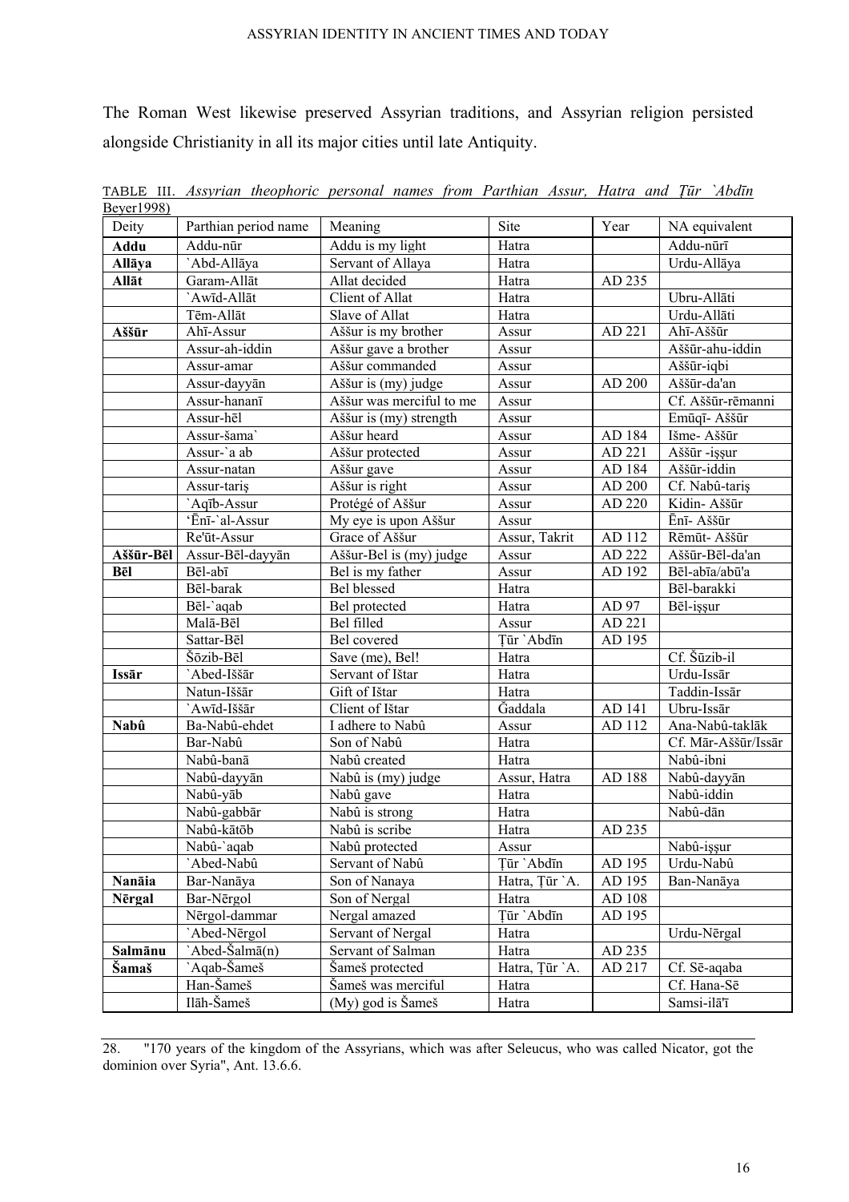The Roman West likewise preserved Assyrian traditions, and Assyrian religion persisted alongside Christianity in all its major cities until late Antiquity.

TABLE III. *Assyrian theophoric personal names from Parthian Assur, Hatra and Ṭūr `Abdīn* Beyer1998)

| Deity | Parthian period name | Meaning | Site | Year | NA equivalent |
|---|---|---|---|---|---|
| **Addu** | Addu-nūr | Addu is my light | Hatra | | Addu-nūrī |
| **Allāya** | `Abd-Allāya | Servant of Allaya | Hatra | | Urdu-Allāya |
| **Allāt** | Garam-Allāt | Allat decided | Hatra | AD 235 | |
| | `Awīd-Allāt | Client of Allat | Hatra | | Ubru-Allāti |
| | Tēm-Allāt | Slave of Allat | Hatra | | Urdu-Allāti |
| **Aššūr** | Ahī-Assur | Aššur is my brother | Assur | AD 221 | Ahī-Aššūr |
| | Assur-ah-iddin | Aššur gave a brother | Assur | | Aššūr-ahu-iddin |
| | Assur-amar | Aššur commanded | Assur | | Aššūr-iqbi |
| | Assur-dayyān | Aššur is (my) judge | Assur | AD 200 | Aššūr-da'an |
| | Assur-hananī | Aššur was merciful to me | Assur | | Cf. Aššūr-rēmanni |
| | Assur-hēl | Aššur is (my) strength | Assur | | Emūqī- Aššūr |
| | Assur-šama` | Aššur heard | Assur | AD 184 | Išme- Aššūr |
| | Assur-`a ab | Aššur protected | Assur | AD 221 | Aššūr -iṣṣur |
| | Assur-natan | Aššur gave | Assur | AD 184 | Aššūr-iddin |
| | Assur-tariṣ | Aššur is right | Assur | AD 200 | Cf. Nabû-tariṣ |
| | `Aqīb-Assur | Protégé of Aššur | Assur | AD 220 | Kidin- Aššūr |
| | 'Ēnī-`al-Assur | My eye is upon Aššur | Assur | | Ēnī- Aššūr |
| | Re'ūt-Assur | Grace of Aššur | Assur, Takrit | AD 112 | Rēmūt- Aššūr |
| **Aššūr-Bēl** | Assur-Bēl-dayyān | Aššur-Bel is (my) judge | Assur | AD 222 | Aššūr-Bēl-da'an |
| **Bēl** | Bēl-abī | Bel is my father | Assur | AD 192 | Bēl-abīa/abū'a |
| | Bēl-barak | Bel blessed | Hatra | | Bēl-barakki |
| | Bēl-`aqab | Bel protected | Hatra | AD 97 | Bēl-iṣṣur |
| | Malā-Bēl | Bel filled | Assur | AD 221 | |
| | Sattar-Bēl | Bel covered | Ṭūr `Abdīn | AD 195 | |
| | Šōzib-Bēl | Save (me), Bel! | Hatra | | Cf. Šūzib-il |
| **Issār** | `Abed-Iššār | Servant of Ištar | Hatra | | Urdu-Issār |
| | Natun-Iššār | Gift of Ištar | Hatra | | Taddin-Issār |
| | `Awīd-Iššār | Client of Ištar | Ǧaddala | AD 141 | Ubru-Issār |
| **Nabû** | Ba-Nabû-ehdet | I adhere to Nabû | Assur | AD 112 | Ana-Nabû-taklāk |
| | Bar-Nabû | Son of Nabû | Hatra | | Cf. Mār-Aššūr/Issār |
| | Nabû-banā | Nabû created | Hatra | | Nabû-ibni |
| | Nabû-dayyān | Nabû is (my) judge | Assur, Hatra | AD 188 | Nabû-dayyān |
| | Nabû-yāb | Nabû gave | Hatra | | Nabû-iddin |
| | Nabû-gabbār | Nabû is strong | Hatra | | Nabû-dān |
| | Nabû-kātōb | Nabû is scribe | Hatra | AD 235 | |
| | Nabû-`aqab | Nabû protected | Assur | | Nabû-iṣṣur |
| | `Abed-Nabû | Servant of Nabû | Ṭūr `Abdīn | AD 195 | Urdu-Nabû |
| **Nanāia** | Bar-Nanāya | Son of Nanaya | Hatra, Ṭūr `A. | AD 195 | Ban-Nanāya |
| **Nērgal** | Bar-Nērgol | Son of Nergal | Hatra | AD 108 | |
| | Nērgol-dammar | Nergal amazed | Ṭūr `Abdīn | AD 195 | |
| | `Abed-Nērgol | Servant of Nergal | Hatra | | Urdu-Nērgal |
| **Salmānu** | `Abed-Šalmā(n) | Servant of Salman | Hatra | AD 235 | |
| **Šamaš** | `Aqab-Šameš | Šameš protected | Hatra, Ṭūr `A. | AD 217 | Cf. Sē-aqaba |
| | Han-Šameš | Šameš was merciful | Hatra | | Cf. Hana-Sē |
| | Ilāh-Šameš | (My) god is Šameš | Hatra | | Samsi-ilā'ī |

28. "170 years of the kingdom of the Assyrians, which was after Seleucus, who was called Nicator, got the dominion over Syria", Ant. 13.6.6.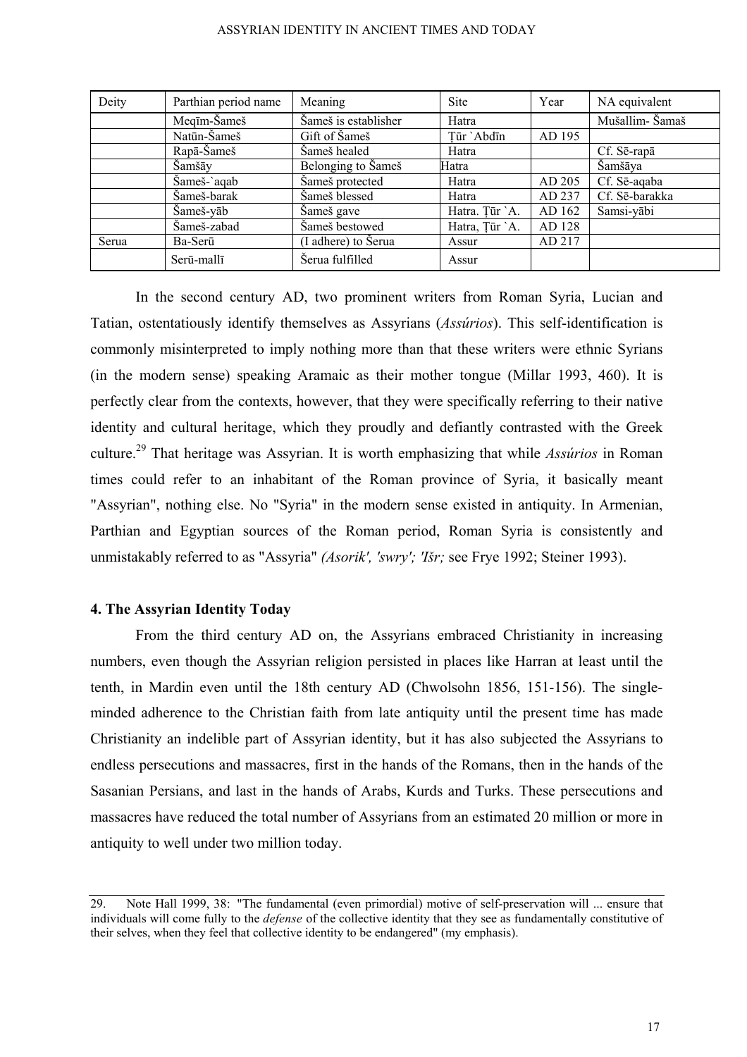| Deity | Parthian period name | Meaning | Site | Year | NA equivalent |
|---|---|---|---|---|---|
| | Meqīm-Šameš | Šameš is establisher | Hatra | | Mušallim- Šamaš |
| | Natūn-Šameš | Gift of Šameš | Ṭūr `Abdīn | AD 195 | |
| | Rapā-Šameš | Šameš healed | Hatra | | Cf. Sē-rapā |
| | Šamšāy | Belonging to Šameš | Hatra | | Šamšāya |
| | Šameš-`aqab | Šameš protected | Hatra | AD 205 | Cf. Sē-aqaba |
| | Šameš-barak | Šameš blessed | Hatra | AD 237 | Cf. Sē-barakka |
| | Šameš-yāb | Šameš gave | Hatra. Ṭūr `A. | AD 162 | Samsi-yābi |
| | Šameš-zabad | Šameš bestowed | Hatra, Ṭūr `A. | AD 128 | |
| Serua | Ba-Serū | (I adhere) to Šerua | Assur | AD 217 | |
| | Serū-mallī | Šerua fulfilled | Assur | | |

In the second century AD, two prominent writers from Roman Syria, Lucian and Tatian, ostentatiously identify themselves as Assyrians (*Assúrios*). This self-identification is commonly misinterpreted to imply nothing more than that these writers were ethnic Syrians (in the modern sense) speaking Aramaic as their mother tongue (Millar 1993, 460). It is perfectly clear from the contexts, however, that they were specifically referring to their native identity and cultural heritage, which they proudly and defiantly contrasted with the Greek culture.[29] That heritage was Assyrian. It is worth emphasizing that while *Assúrios* in Roman times could refer to an inhabitant of the Roman province of Syria, it basically meant "Assyrian", nothing else. No "Syria" in the modern sense existed in antiquity. In Armenian, Parthian and Egyptian sources of the Roman period, Roman Syria is consistently and unmistakably referred to as "Assyria" *(Asorik', 'swry'; 'Išr;* see Frye 1992; Steiner 1993).

### 4. The Assyrian Identity Today

From the third century AD on, the Assyrians embraced Christianity in increasing numbers, even though the Assyrian religion persisted in places like Harran at least until the tenth, in Mardin even until the 18th century AD (Chwolsohn 1856, 151-156). The single-minded adherence to the Christian faith from late antiquity until the present time has made Christianity an indelible part of Assyrian identity, but it has also subjected the Assyrians to endless persecutions and massacres, first in the hands of the Romans, then in the hands of the Sasanian Persians, and last in the hands of Arabs, Kurds and Turks. These persecutions and massacres have reduced the total number of Assyrians from an estimated 20 million or more in antiquity to well under two million today.

---

29. Note Hall 1999, 38: "The fundamental (even primordial) motive of self-preservation will ... ensure that individuals will come fully to the *defense* of the collective identity that they see as fundamentally constitutive of their selves, when they feel that collective identity to be endangered" (my emphasis).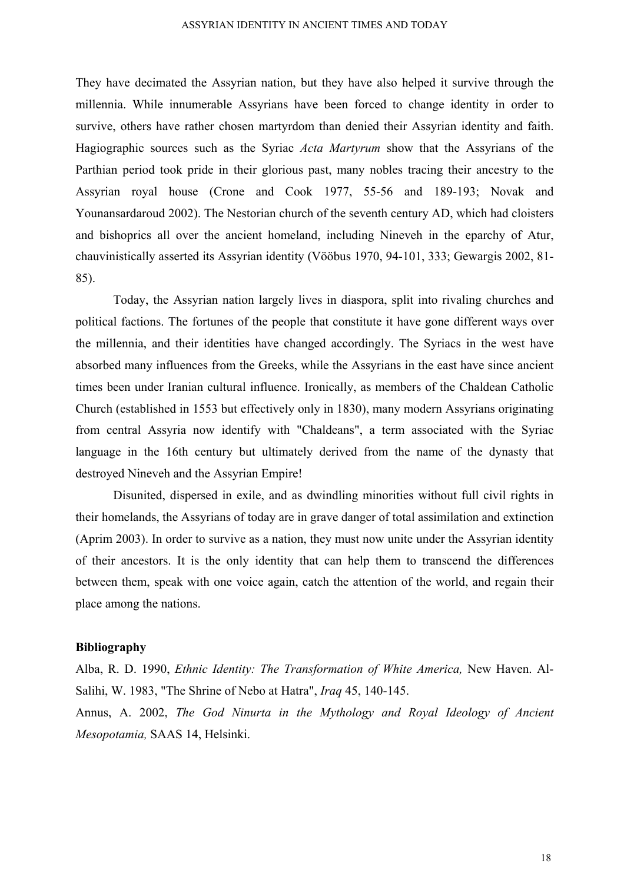They have decimated the Assyrian nation, but they have also helped it survive through the millennia. While innumerable Assyrians have been forced to change identity in order to survive, others have rather chosen martyrdom than denied their Assyrian identity and faith. Hagiographic sources such as the Syriac *Acta Martyrum* show that the Assyrians of the Parthian period took pride in their glorious past, many nobles tracing their ancestry to the Assyrian royal house (Crone and Cook 1977, 55-56 and 189-193; Novak and Younansardaroud 2002). The Nestorian church of the seventh century AD, which had cloisters and bishoprics all over the ancient homeland, including Nineveh in the eparchy of Atur, chauvinistically asserted its Assyrian identity (Vööbus 1970, 94-101, 333; Gewargis 2002, 81-85).

Today, the Assyrian nation largely lives in diaspora, split into rivaling churches and political factions. The fortunes of the people that constitute it have gone different ways over the millennia, and their identities have changed accordingly. The Syriacs in the west have absorbed many influences from the Greeks, while the Assyrians in the east have since ancient times been under Iranian cultural influence. Ironically, as members of the Chaldean Catholic Church (established in 1553 but effectively only in 1830), many modern Assyrians originating from central Assyria now identify with "Chaldeans", a term associated with the Syriac language in the 16th century but ultimately derived from the name of the dynasty that destroyed Nineveh and the Assyrian Empire!

Disunited, dispersed in exile, and as dwindling minorities without full civil rights in their homelands, the Assyrians of today are in grave danger of total assimilation and extinction (Aprim 2003). In order to survive as a nation, they must now unite under the Assyrian identity of their ancestors. It is the only identity that can help them to transcend the differences between them, speak with one voice again, catch the attention of the world, and regain their place among the nations.

**Bibliography**

Alba, R. D. 1990, *Ethnic Identity: The Transformation of White America,* New Haven.

Al-Salihi, W. 1983, "The Shrine of Nebo at Hatra", *Iraq* 45, 140-145.

Annus, A. 2002, *The God Ninurta in the Mythology and Royal Ideology of Ancient Mesopotamia,* SAAS 14, Helsinki.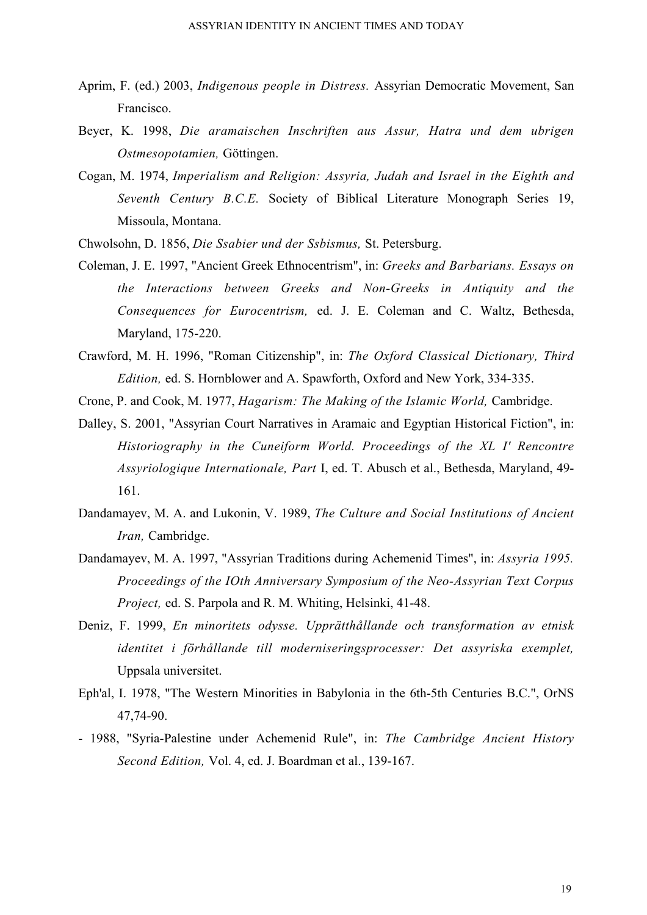Aprim, F. (ed.) 2003, *Indigenous people in Distress.* Assyrian Democratic Movement, San Francisco.

Beyer, K. 1998, *Die aramaischen Inschriften aus Assur, Hatra und dem ubrigen Ostmesopotamien,* Göttingen.

Cogan, M. 1974, *Imperialism and Religion: Assyria, Judah and Israel in the Eighth and Seventh Century B.C.E.* Society of Biblical Literature Monograph Series 19, Missoula, Montana.

Chwolsohn, D. 1856, *Die Ssabier und der Ssbismus,* St. Petersburg.

Coleman, J. E. 1997, "Ancient Greek Ethnocentrism", in: *Greeks and Barbarians. Essays on the Interactions between Greeks and Non-Greeks in Antiquity and the Consequences for Eurocentrism,* ed. J. E. Coleman and C. Waltz, Bethesda, Maryland, 175-220.

Crawford, M. H. 1996, "Roman Citizenship", in: *The Oxford Classical Dictionary, Third Edition,* ed. S. Hornblower and A. Spawforth, Oxford and New York, 334-335.

Crone, P. and Cook, M. 1977, *Hagarism: The Making of the Islamic World,* Cambridge.

Dalley, S. 2001, "Assyrian Court Narratives in Aramaic and Egyptian Historical Fiction", in: *Historiography in the Cuneiform World. Proceedings of the XL I' Rencontre Assyriologique Internationale, Part* I, ed. T. Abusch et al., Bethesda, Maryland, 49-161.

Dandamayev, M. A. and Lukonin, V. 1989, *The Culture and Social Institutions of Ancient Iran,* Cambridge.

Dandamayev, M. A. 1997, "Assyrian Traditions during Achemenid Times", in: *Assyria 1995. Proceedings of the IOth Anniversary Symposium of the Neo-Assyrian Text Corpus Project,* ed. S. Parpola and R. M. Whiting, Helsinki, 41-48.

Deniz, F. 1999, *En minoritets odysse. Upprätthållande och transformation av etnisk identitet i förhållande till moderniseringsprocesser: Det assyriska exemplet,* Uppsala universitet.

Eph'al, I. 1978, "The Western Minorities in Babylonia in the 6th-5th Centuries B.C.", OrNS 47,74-90.

\- 1988, "Syria-Palestine under Achemenid Rule", in: *The Cambridge Ancient History Second Edition,* Vol. 4, ed. J. Boardman et al., 139-167.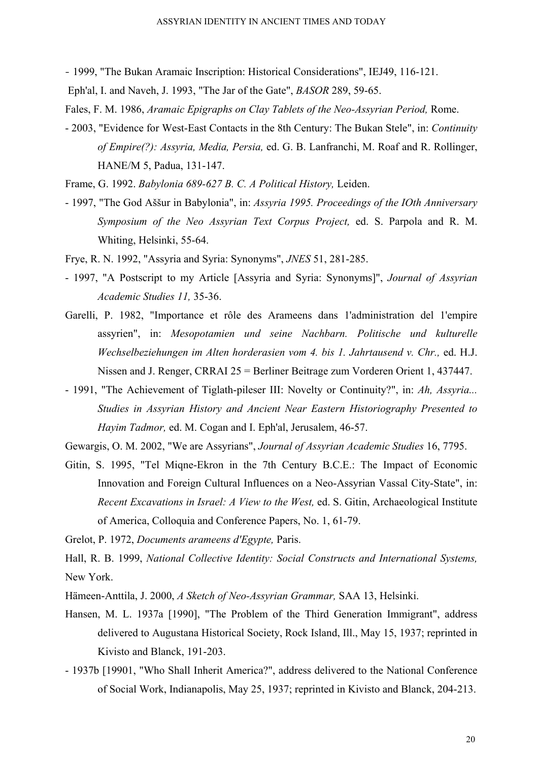- 1999, "The Bukan Aramaic Inscription: Historical Considerations", IEJ49, 116-121.

Eph'al, I. and Naveh, J. 1993, "The Jar of the Gate", *BASOR* 289, 59-65.

Fales, F. M. 1986, *Aramaic Epigraphs on Clay Tablets of the Neo-Assyrian Period,* Rome.

- 2003, "Evidence for West-East Contacts in the 8th Century: The Bukan Stele", in: *Continuity of Empire(?): Assyria, Media, Persia,* ed. G. B. Lanfranchi, M. Roaf and R. Rollinger, HANE/M 5, Padua, 131-147.

Frame, G. 1992. *Babylonia 689-627 B. C. A Political History,* Leiden.

- 1997, "The God Aššur in Babylonia", in: *Assyria 1995. Proceedings of the IOth Anniversary Symposium of the Neo Assyrian Text Corpus Project,* ed. S. Parpola and R. M. Whiting, Helsinki, 55-64.

Frye, R. N. 1992, "Assyria and Syria: Synonyms", *JNES* 51, 281-285.

- 1997, "A Postscript to my Article [Assyria and Syria: Synonyms]", *Journal of Assyrian Academic Studies 11,* 35-36.

Garelli, P. 1982, "Importance et rôle des Arameens dans 1'administration del 1'empire assyrien", in: *Mesopotamien und seine Nachbarn. Politische und kulturelle Wechselbeziehungen im Alten horderasien vom 4. bis 1. Jahrtausend v. Chr.,* ed. H.J. Nissen and J. Renger, CRRAI 25 = Berliner Beitrage zum Vorderen Orient 1, 437447.

- 1991, "The Achievement of Tiglath-pileser III: Novelty or Continuity?", in: *Ah, Assyria... Studies in Assyrian History and Ancient Near Eastern Historiography Presented to Hayim Tadmor,* ed. M. Cogan and I. Eph'al, Jerusalem, 46-57.

Gewargis, O. M. 2002, "We are Assyrians", *Journal of Assyrian Academic Studies* 16, 7795.

Gitin, S. 1995, "Tel Miqne-Ekron in the 7th Century B.C.E.: The Impact of Economic Innovation and Foreign Cultural Influences on a Neo-Assyrian Vassal City-State", in: *Recent Excavations in Israel: A View to the West,* ed. S. Gitin, Archaeological Institute of America, Colloquia and Conference Papers, No. 1, 61-79.

Grelot, P. 1972, *Documents arameens d'Egypte,* Paris.

Hall, R. B. 1999, *National Collective Identity: Social Constructs and International Systems,* New York.

Hämeen-Anttila, J. 2000, *A Sketch of Neo-Assyrian Grammar,* SAA 13, Helsinki.

Hansen, M. L. 1937a [1990], "The Problem of the Third Generation Immigrant", address delivered to Augustana Historical Society, Rock Island, Ill., May 15, 1937; reprinted in Kivisto and Blanck, 191-203.

- 1937b [19901, "Who Shall Inherit America?", address delivered to the National Conference of Social Work, Indianapolis, May 25, 1937; reprinted in Kivisto and Blanck, 204-213.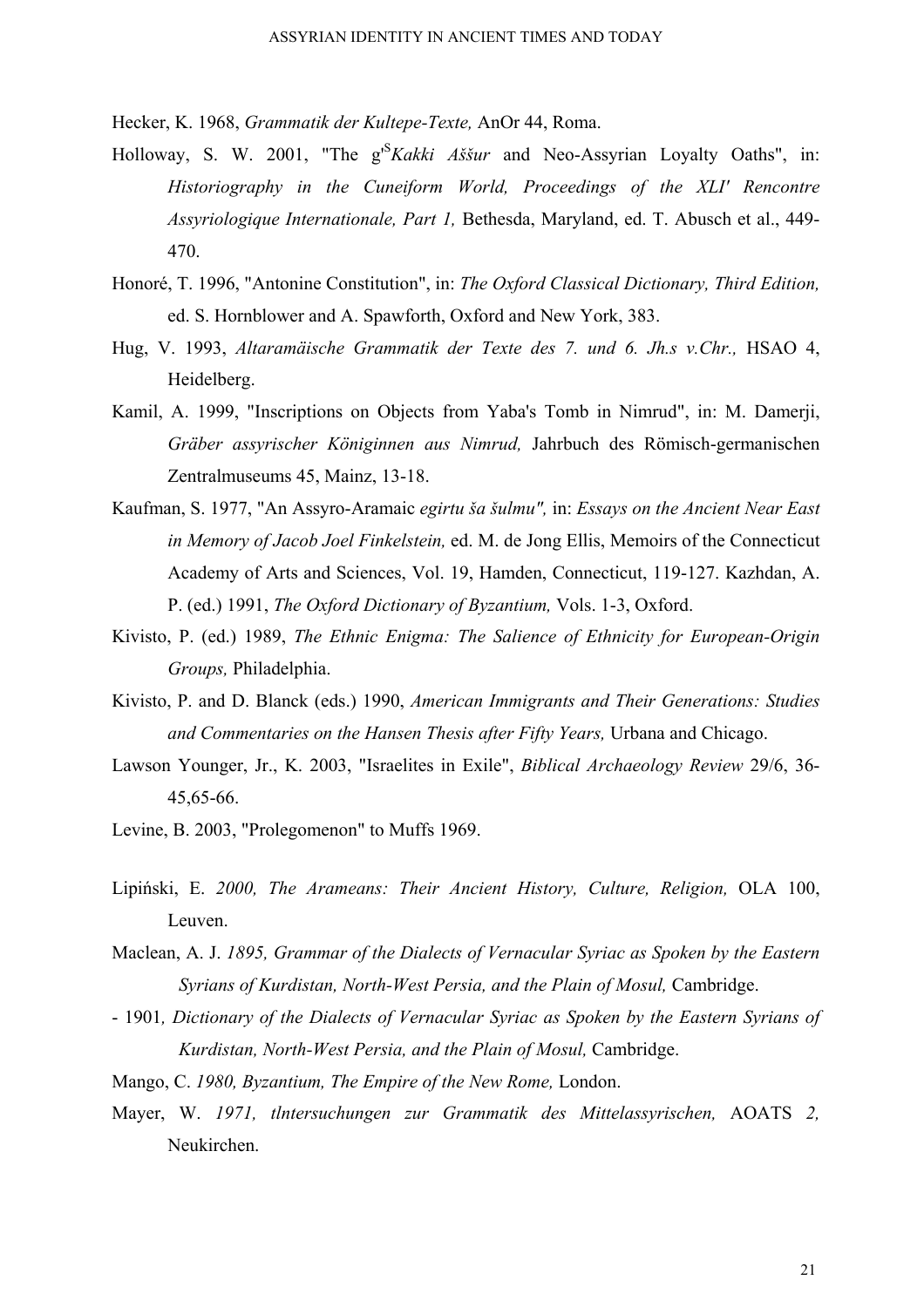Hecker, K. 1968, *Grammatik der Kultepe-Texte,* AnOr 44, Roma.

Holloway, S. W. 2001, "The g'$^{S}$*Kakki Aššur* and Neo-Assyrian Loyalty Oaths", in: *Historiography in the Cuneiform World, Proceedings of the XLI' Rencontre Assyriologique Internationale, Part 1,* Bethesda, Maryland, ed. T. Abusch et al., 449-470.

Honoré, T. 1996, "Antonine Constitution", in: *The Oxford Classical Dictionary, Third Edition,* ed. S. Hornblower and A. Spawforth, Oxford and New York, 383.

Hug, V. 1993, *Altaramäische Grammatik der Texte des 7. und 6. Jh.s v.Chr.,* HSAO 4, Heidelberg.

Kamil, A. 1999, "Inscriptions on Objects from Yaba's Tomb in Nimrud", in: M. Damerji, *Gräber assyrischer Königinnen aus Nimrud,* Jahrbuch des Römisch-germanischen Zentralmuseums 45, Mainz, 13-18.

Kaufman, S. 1977, "An Assyro-Aramaic *egirtu ša šulmu",* in: *Essays on the Ancient Near East in Memory of Jacob Joel Finkelstein,* ed. M. de Jong Ellis, Memoirs of the Connecticut Academy of Arts and Sciences, Vol. 19, Hamden, Connecticut, 119-127. Kazhdan, A. P. (ed.) 1991, *The Oxford Dictionary of Byzantium,* Vols. 1-3, Oxford.

Kivisto, P. (ed.) 1989, *The Ethnic Enigma: The Salience of Ethnicity for European-Origin Groups,* Philadelphia.

Kivisto, P. and D. Blanck (eds.) 1990, *American Immigrants and Their Generations: Studies and Commentaries on the Hansen Thesis after Fifty Years,* Urbana and Chicago.

Lawson Younger, Jr., K. 2003, "Israelites in Exile", *Biblical Archaeology Review* 29/6, 36-45,65-66.

Levine, B. 2003, "Prolegomenon" to Muffs 1969.

Lipiński, E. *2000, The Arameans: Their Ancient History, Culture, Religion,* OLA 100, Leuven.

Maclean, A. J. *1895, Grammar of the Dialects of Vernacular Syriac as Spoken by the Eastern Syrians of Kurdistan, North-West Persia, and the Plain of Mosul,* Cambridge.

- 1901*, Dictionary of the Dialects of Vernacular Syriac as Spoken by the Eastern Syrians of Kurdistan, North-West Persia, and the Plain of Mosul,* Cambridge.

Mango, C. *1980, Byzantium, The Empire of the New Rome,* London.

Mayer, W. *1971, tlntersuchungen zur Grammatik des Mittelassyrischen,* AOATS *2,* Neukirchen.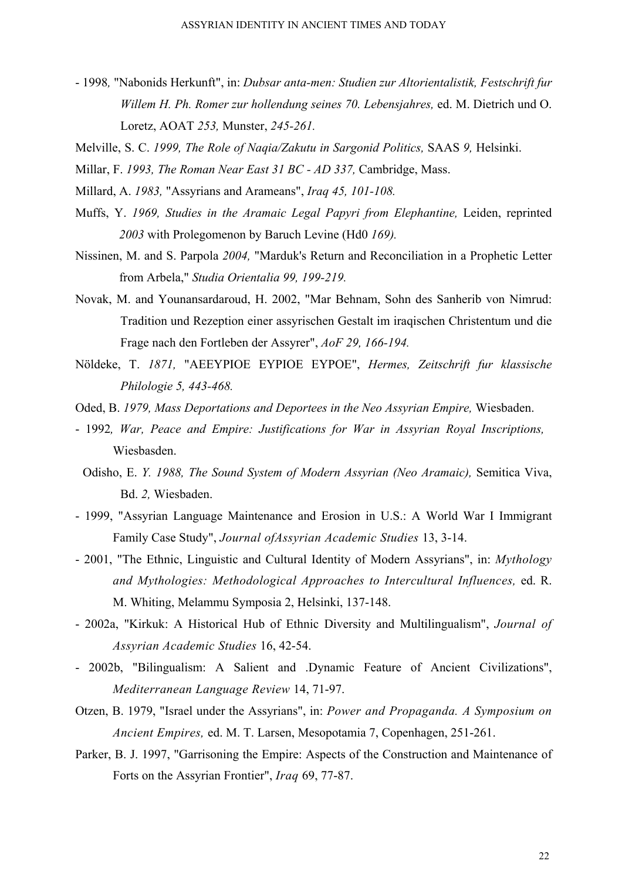- 1998, "Nabonids Herkunft", in: *Dubsar anta-men: Studien zur Altorientalistik, Festschrift fur Willem H. Ph. Romer zur hollendung seines 70. Lebensjahres,* ed. M. Dietrich und O. Loretz, AOAT *253,* Munster, *245-261.*

Melville, S. C. *1999, The Role of Naqia/Zakutu in Sargonid Politics,* SAAS *9,* Helsinki.

Millar, F. *1993, The Roman Near East 31 BC - AD 337,* Cambridge, Mass.

Millard, A. *1983,* "Assyrians and Arameans", *Iraq 45, 101-108.*

Muffs, Y. *1969, Studies in the Aramaic Legal Papyri from Elephantine,* Leiden, reprinted *2003* with Prolegomenon by Baruch Levine (Hd0 *169).*

Nissinen, M. and S. Parpola *2004,* "Marduk's Return and Reconciliation in a Prophetic Letter from Arbela," *Studia Orientalia 99, 199-219.*

Novak, M. and Younansardaroud, H. 2002, "Mar Behnam, Sohn des Sanherib von Nimrud: Tradition und Rezeption einer assyrischen Gestalt im iraqischen Christentum und die Frage nach den Fortleben der Assyrer", *AoF 29, 166-194.*

Nöldeke, T. *1871,* "AEEYPIOE EYPIOE EYPOE", *Hermes, Zeitschrift fur klassische Philologie 5, 443-468.*

Oded, B. *1979, Mass Deportations and Deportees in the Neo Assyrian Empire,* Wiesbaden.

- 1992*, War, Peace and Empire: Justifications for War in Assyrian Royal Inscriptions,* Wiesbasden.

Odisho, E. *Y. 1988, The Sound System of Modern Assyrian (Neo Aramaic),* Semitica Viva, Bd. *2,* Wiesbaden.

- 1999, "Assyrian Language Maintenance and Erosion in U.S.: A World War I Immigrant Family Case Study", *Journal ofAssyrian Academic Studies* 13, 3-14.

- 2001, "The Ethnic, Linguistic and Cultural Identity of Modern Assyrians", in: *Mythology and Mythologies: Methodological Approaches to Intercultural Influences,* ed. R. M. Whiting, Melammu Symposia 2, Helsinki, 137-148.

- 2002a, "Kirkuk: A Historical Hub of Ethnic Diversity and Multilingualism", *Journal of Assyrian Academic Studies* 16, 42-54.

- 2002b, "Bilingualism: A Salient and .Dynamic Feature of Ancient Civilizations", *Mediterranean Language Review* 14, 71-97.

Otzen, B. 1979, "Israel under the Assyrians", in: *Power and Propaganda. A Symposium on Ancient Empires,* ed. M. T. Larsen, Mesopotamia 7, Copenhagen, 251-261.

Parker, B. J. 1997, "Garrisoning the Empire: Aspects of the Construction and Maintenance of Forts on the Assyrian Frontier", *Iraq* 69, 77-87.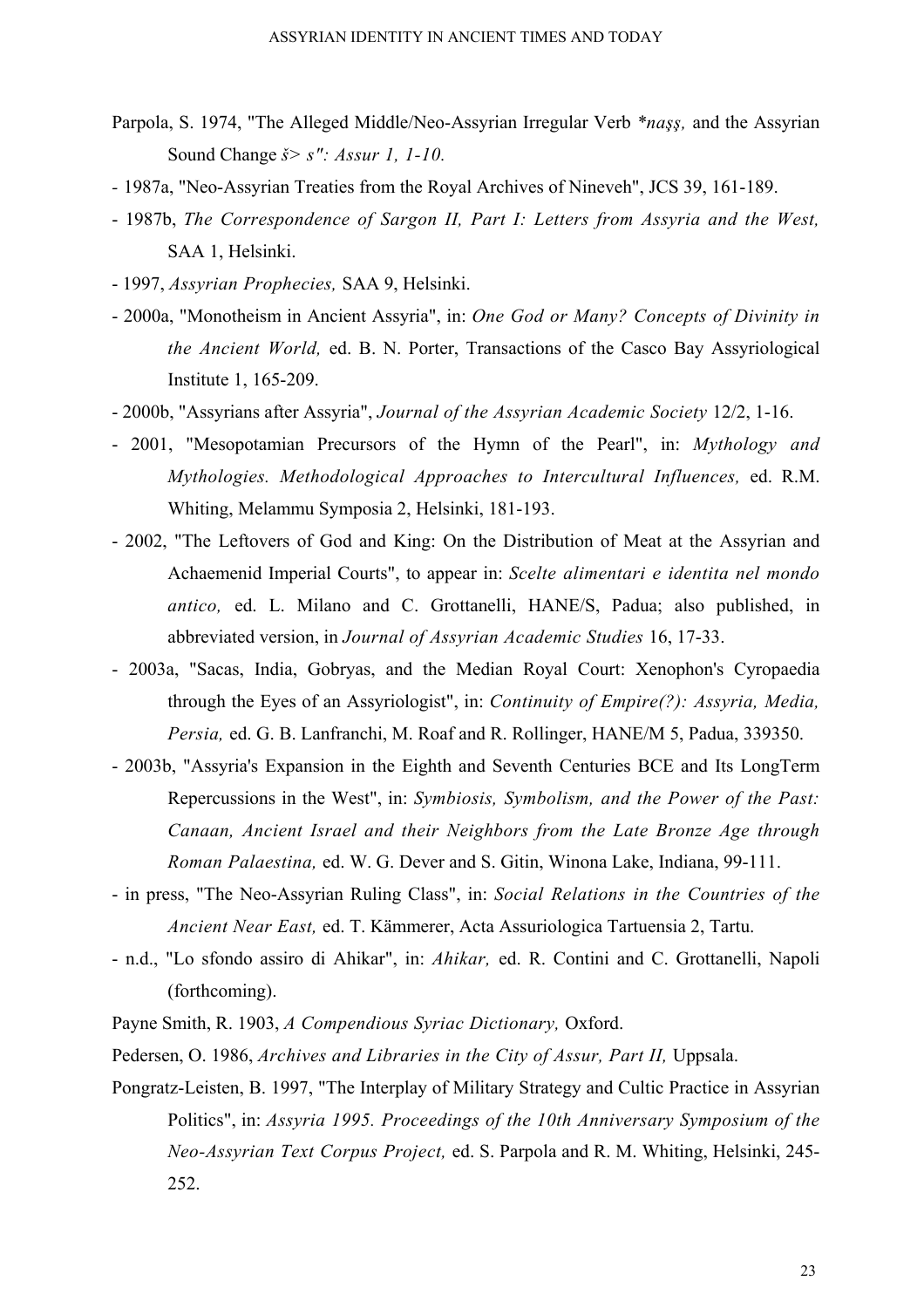Parpola, S. 1974, "The Alleged Middle/Neo-Assyrian Irregular Verb *\*naşş,* and the Assyrian Sound Change *š> s": Assur 1, 1-10.*

- 1987a, "Neo-Assyrian Treaties from the Royal Archives of Nineveh", JCS 39, 161-189.

- 1987b, *The Correspondence of Sargon II, Part I: Letters from Assyria and the West,* SAA 1, Helsinki.

- 1997, *Assyrian Prophecies,* SAA 9, Helsinki.

- 2000a, "Monotheism in Ancient Assyria", in: *One God or Many? Concepts of Divinity in the Ancient World,* ed. B. N. Porter, Transactions of the Casco Bay Assyriological Institute 1, 165-209.

- 2000b, "Assyrians after Assyria", *Journal of the Assyrian Academic Society* 12/2, 1-16.

- 2001, "Mesopotamian Precursors of the Hymn of the Pearl", in: *Mythology and Mythologies. Methodological Approaches to Intercultural Influences,* ed. R.M. Whiting, Melammu Symposia 2, Helsinki, 181-193.

- 2002, "The Leftovers of God and King: On the Distribution of Meat at the Assyrian and Achaemenid Imperial Courts", to appear in: *Scelte alimentari e identita nel mondo antico,* ed. L. Milano and C. Grottanelli, HANE/S, Padua; also published, in abbreviated version, in *Journal of Assyrian Academic Studies* 16, 17-33.

- 2003a, "Sacas, India, Gobryas, and the Median Royal Court: Xenophon's Cyropaedia through the Eyes of an Assyriologist", in: *Continuity of Empire(?): Assyria, Media, Persia,* ed. G. B. Lanfranchi, M. Roaf and R. Rollinger, HANE/M 5, Padua, 339350.

- 2003b, "Assyria's Expansion in the Eighth and Seventh Centuries BCE and Its LongTerm Repercussions in the West", in: *Symbiosis, Symbolism, and the Power of the Past: Canaan, Ancient Israel and their Neighbors from the Late Bronze Age through Roman Palaestina,* ed. W. G. Dever and S. Gitin, Winona Lake, Indiana, 99-111.

- in press, "The Neo-Assyrian Ruling Class", in: *Social Relations in the Countries of the Ancient Near East,* ed. T. Kämmerer, Acta Assuriologica Tartuensia 2, Tartu.

- n.d., "Lo sfondo assiro di Ahikar", in: *Ahikar,* ed. R. Contini and C. Grottanelli, Napoli (forthcoming).

Payne Smith, R. 1903, *A Compendious Syriac Dictionary,* Oxford.

Pedersen, O. 1986, *Archives and Libraries in the City of Assur, Part II,* Uppsala.

Pongratz-Leisten, B. 1997, "The Interplay of Military Strategy and Cultic Practice in Assyrian Politics", in: *Assyria 1995. Proceedings of the 10th Anniversary Symposium of the Neo-Assyrian Text Corpus Project,* ed. S. Parpola and R. M. Whiting, Helsinki, 245-252.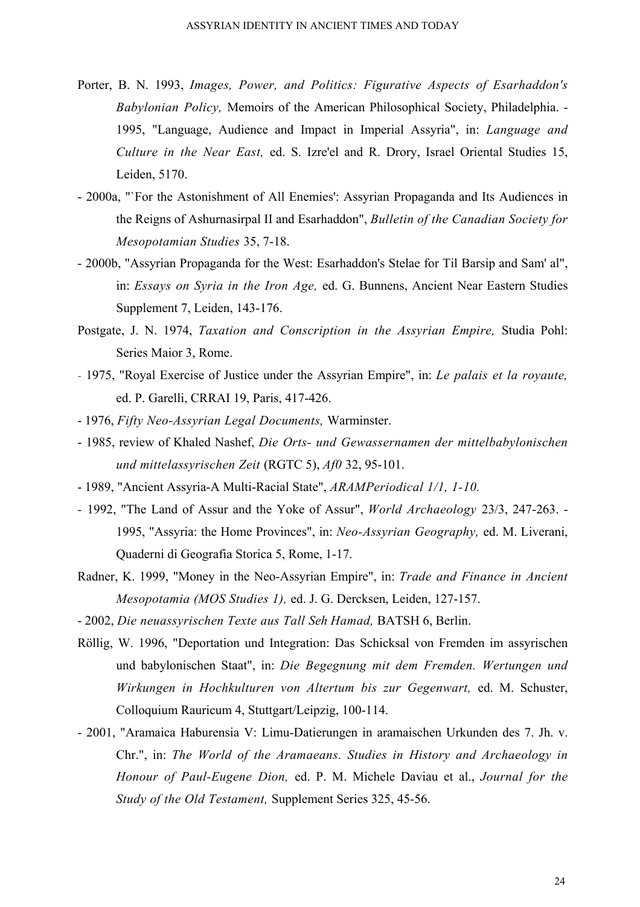Porter, B. N. 1993, *Images, Power, and Politics: Figurative Aspects of Esarhaddon's Babylonian Policy,* Memoirs of the American Philosophical Society, Philadelphia. - 1995, "Language, Audience and Impact in Imperial Assyria", in: *Language and Culture in the Near East,* ed. S. Izre'el and R. Drory, Israel Oriental Studies 15, Leiden, 5170.

- 2000a, "`For the Astonishment of All Enemies': Assyrian Propaganda and Its Audiences in the Reigns of Ashurnasirpal II and Esarhaddon", *Bulletin of the Canadian Society for Mesopotamian Studies* 35, 7-18.

- 2000b, "Assyrian Propaganda for the West: Esarhaddon's Stelae for Til Barsip and Sam' al", in: *Essays on Syria in the Iron Age,* ed. G. Bunnens, Ancient Near Eastern Studies Supplement 7, Leiden, 143-176.

Postgate, J. N. 1974, *Taxation and Conscription in the Assyrian Empire,* Studia Pohl: Series Maior 3, Rome.

- 1975, "Royal Exercise of Justice under the Assyrian Empire", in: *Le palais et la royaute,* ed. P. Garelli, CRRAI 19, Paris, 417-426.

- 1976, *Fifty Neo-Assyrian Legal Documents,* Warminster.

- 1985, review of Khaled Nashef, *Die Orts- und Gewassernamen der mittelbabylonischen und mittelassyrischen Zeit* (RGTC 5), *Af0* 32, 95-101.

- 1989, "Ancient Assyria-A Multi-Racial State", *ARAMPeriodical 1/1, 1-10.*

- 1992, "The Land of Assur and the Yoke of Assur", *World Archaeology* 23/3, 247-263. - 1995, "Assyria: the Home Provinces", in: *Neo-Assyrian Geography,* ed. M. Liverani, Quaderni di Geografia Storica 5, Rome, 1-17.

Radner, K. 1999, "Money in the Neo-Assyrian Empire", in: *Trade and Finance in Ancient Mesopotamia (MOS Studies 1),* ed. J. G. Dercksen, Leiden, 127-157.

- 2002, *Die neuassyrischen Texte aus Tall Seh Hamad,* BATSH 6, Berlin.

Röllig, W. 1996, "Deportation und Integration: Das Schicksal von Fremden im assyrischen und babylonischen Staat", in: *Die Begegnung mit dem Fremden. Wertungen und Wirkungen in Hochkulturen von Altertum bis zur Gegenwart,* ed. M. Schuster, Colloquium Rauricum 4, Stuttgart/Leipzig, 100-114.

- 2001, "Aramaica Haburensia V: Limu-Datierungen in aramaischen Urkunden des 7. Jh. v. Chr.", in: *The World of the Aramaeans. Studies in History and Archaeology in Honour of Paul-Eugene Dion,* ed. P. M. Michele Daviau et al., *Journal for the Study of the Old Testament,* Supplement Series 325, 45-56.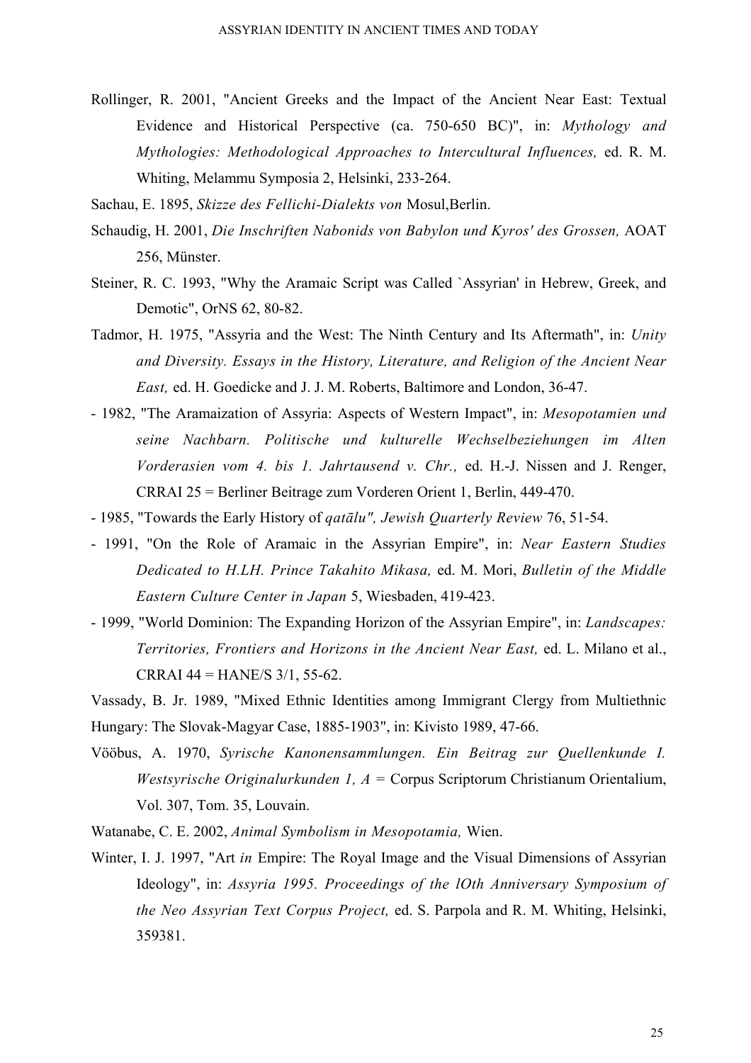Rollinger, R. 2001, "Ancient Greeks and the Impact of the Ancient Near East: Textual Evidence and Historical Perspective (ca. 750-650 BC)", in: *Mythology and Mythologies: Methodological Approaches to Intercultural Influences,* ed. R. M. Whiting, Melammu Symposia 2, Helsinki, 233-264.

Sachau, E. 1895, *Skizze des Fellichi-Dialekts von* Mosul,Berlin.

Schaudig, H. 2001, *Die Inschriften Nabonids von Babylon und Kyros' des Grossen,* AOAT 256, Münster.

Steiner, R. C. 1993, "Why the Aramaic Script was Called `Assyrian' in Hebrew, Greek, and Demotic", OrNS 62, 80-82.

Tadmor, H. 1975, "Assyria and the West: The Ninth Century and Its Aftermath", in: *Unity and Diversity. Essays in the History, Literature, and Religion of the Ancient Near East,* ed. H. Goedicke and J. J. M. Roberts, Baltimore and London, 36-47.

- 1982, "The Aramaization of Assyria: Aspects of Western Impact", in: *Mesopotamien und seine Nachbarn. Politische und kulturelle Wechselbeziehungen im Alten Vorderasien vom 4. bis 1. Jahrtausend v. Chr.,* ed. H.-J. Nissen and J. Renger, CRRAI 25 = Berliner Beitrage zum Vorderen Orient 1, Berlin, 449-470.

- 1985, "Towards the Early History of *qatālu", Jewish Quarterly Review* 76, 51-54.

- 1991, "On the Role of Aramaic in the Assyrian Empire", in: *Near Eastern Studies Dedicated to H.I.H. Prince Takahito Mikasa,* ed. M. Mori, *Bulletin of the Middle Eastern Culture Center in Japan* 5, Wiesbaden, 419-423.

- 1999, "World Dominion: The Expanding Horizon of the Assyrian Empire", in: *Landscapes: Territories, Frontiers and Horizons in the Ancient Near East,* ed. L. Milano et al., CRRAI 44 = HANE/S 3/1, 55-62.

Vassady, B. Jr. 1989, "Mixed Ethnic Identities among Immigrant Clergy from Multiethnic Hungary: The Slovak-Magyar Case, 1885-1903", in: Kivisto 1989, 47-66.

Vööbus, A. 1970, *Syrische Kanonensammlungen. Ein Beitrag zur Quellenkunde I. Westsyrische Originalurkunden 1, A =* Corpus Scriptorum Christianum Orientalium, Vol. 307, Tom. 35, Louvain.

Watanabe, C. E. 2002, *Animal Symbolism in Mesopotamia,* Wien.

Winter, I. J. 1997, "Art *in* Empire: The Royal Image and the Visual Dimensions of Assyrian Ideology", in: *Assyria 1995. Proceedings of the lOth Anniversary Symposium of the Neo Assyrian Text Corpus Project,* ed. S. Parpola and R. M. Whiting, Helsinki, 359381.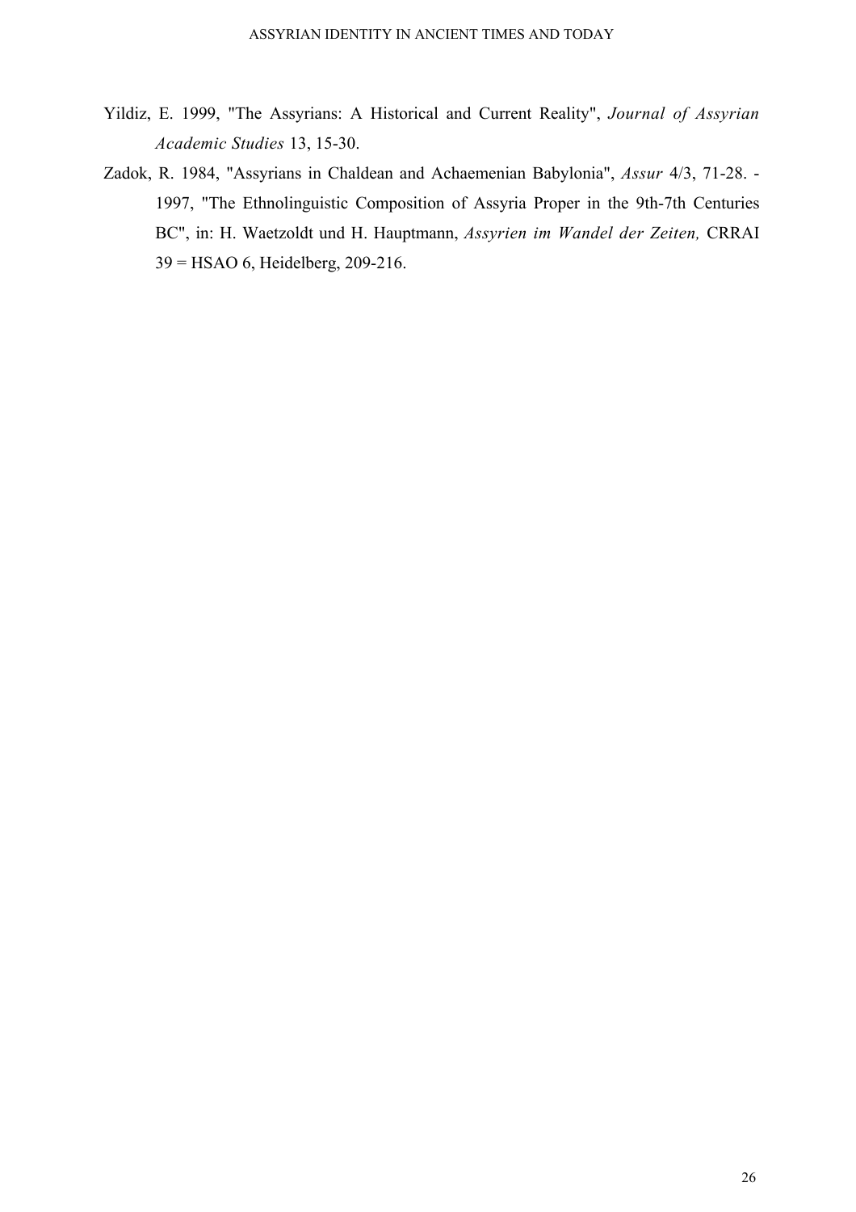Yildiz, E. 1999, "The Assyrians: A Historical and Current Reality", *Journal of Assyrian Academic Studies* 13, 15-30.

Zadok, R. 1984, "Assyrians in Chaldean and Achaemenian Babylonia", *Assur* 4/3, 71-28. - 1997, "The Ethnolinguistic Composition of Assyria Proper in the 9th-7th Centuries BC", in: H. Waetzoldt und H. Hauptmann, *Assyrien im Wandel der Zeiten,* CRRAI 39 = HSAO 6, Heidelberg, 209-216.